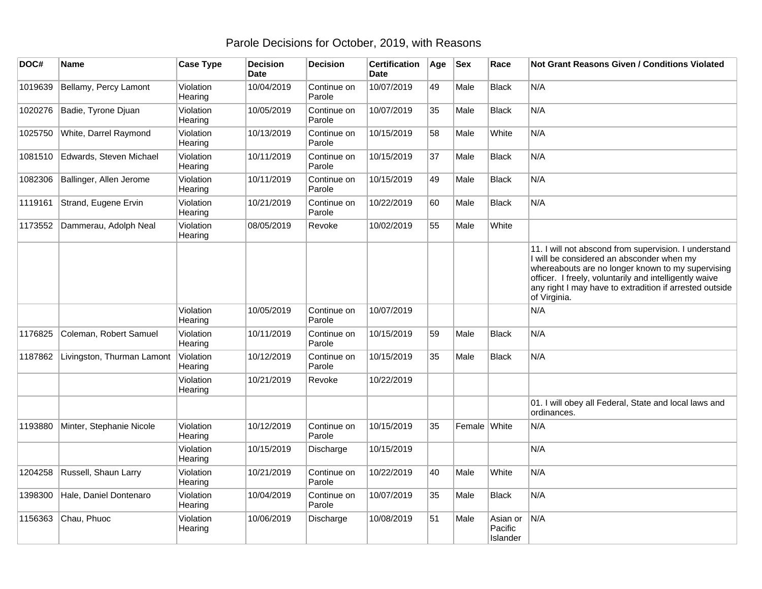# Parole Decisions for October, 2019, with Reasons

| DOC# | Name | Case Type | Decision Date | Decision | Certification Date | Age | Sex | Race | Not Grant Reasons Given / Conditions Violated |
|---|---|---|---|---|---|---|---|---|---|
| 1019639 | Bellamy, Percy Lamont | Violation Hearing | 10/04/2019 | Continue on Parole | 10/07/2019 | 49 | Male | Black | N/A |
| 1020276 | Badie, Tyrone Djuan | Violation Hearing | 10/05/2019 | Continue on Parole | 10/07/2019 | 35 | Male | Black | N/A |
| 1025750 | White, Darrel Raymond | Violation Hearing | 10/13/2019 | Continue on Parole | 10/15/2019 | 58 | Male | White | N/A |
| 1081510 | Edwards, Steven Michael | Violation Hearing | 10/11/2019 | Continue on Parole | 10/15/2019 | 37 | Male | Black | N/A |
| 1082306 | Ballinger, Allen Jerome | Violation Hearing | 10/11/2019 | Continue on Parole | 10/15/2019 | 49 | Male | Black | N/A |
| 1119161 | Strand, Eugene Ervin | Violation Hearing | 10/21/2019 | Continue on Parole | 10/22/2019 | 60 | Male | Black | N/A |
| 1173552 | Dammerau, Adolph Neal | Violation Hearing | 08/05/2019 | Revoke | 10/02/2019 | 55 | Male | White | |
| | | | | | | | | | 11. I will not abscond from supervision. I understand I will be considered an absconder when my whereabouts are no longer known to my supervising officer. I freely, voluntarily and intelligently waive any right I may have to extradition if arrested outside of Virginia. |
| | | Violation Hearing | 10/05/2019 | Continue on Parole | 10/07/2019 | | | | N/A |
| 1176825 | Coleman, Robert Samuel | Violation Hearing | 10/11/2019 | Continue on Parole | 10/15/2019 | 59 | Male | Black | N/A |
| 1187862 | Livingston, Thurman Lamont | Violation Hearing | 10/12/2019 | Continue on Parole | 10/15/2019 | 35 | Male | Black | N/A |
| | | Violation Hearing | 10/21/2019 | Revoke | 10/22/2019 | | | | |
| | | | | | | | | | 01. I will obey all Federal, State and local laws and ordinances. |
| 1193880 | Minter, Stephanie Nicole | Violation Hearing | 10/12/2019 | Continue on Parole | 10/15/2019 | 35 | Female | White | N/A |
| | | Violation Hearing | 10/15/2019 | Discharge | 10/15/2019 | | | | N/A |
| 1204258 | Russell, Shaun Larry | Violation Hearing | 10/21/2019 | Continue on Parole | 10/22/2019 | 40 | Male | White | N/A |
| 1398300 | Hale, Daniel Dontenaro | Violation Hearing | 10/04/2019 | Continue on Parole | 10/07/2019 | 35 | Male | Black | N/A |
| 1156363 | Chau, Phuoc | Violation Hearing | 10/06/2019 | Discharge | 10/08/2019 | 51 | Male | Asian or Pacific Islander | N/A |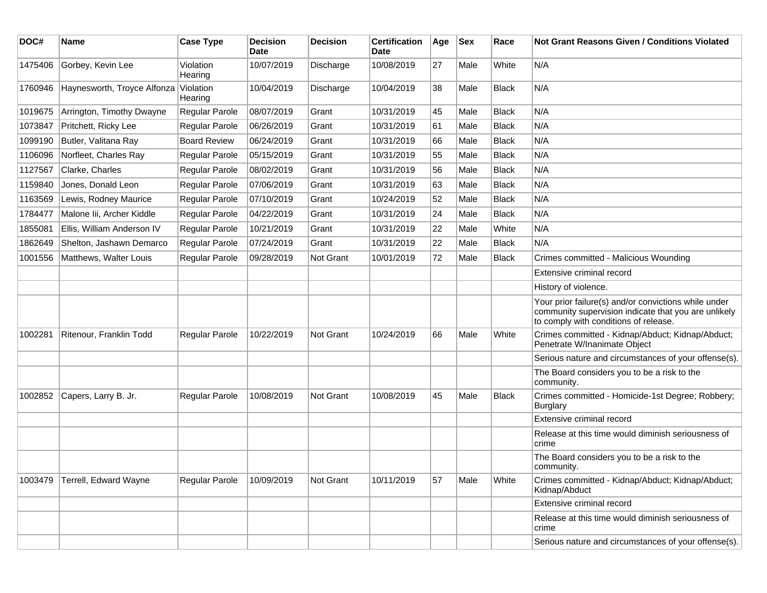| DOC# | Name | Case Type | Decision Date | Decision | Certification Date | Age | Sex | Race | Not Grant Reasons Given / Conditions Violated |
|---|---|---|---|---|---|---|---|---|---|
| 1475406 | Gorbey, Kevin Lee | Violation Hearing | 10/07/2019 | Discharge | 10/08/2019 | 27 | Male | White | N/A |
| 1760946 | Haynesworth, Troyce Alfonza | Violation Hearing | 10/04/2019 | Discharge | 10/04/2019 | 38 | Male | Black | N/A |
| 1019675 | Arrington, Timothy Dwayne | Regular Parole | 08/07/2019 | Grant | 10/31/2019 | 45 | Male | Black | N/A |
| 1073847 | Pritchett, Ricky Lee | Regular Parole | 06/26/2019 | Grant | 10/31/2019 | 61 | Male | Black | N/A |
| 1099190 | Butler, Valitana Ray | Board Review | 06/24/2019 | Grant | 10/31/2019 | 66 | Male | Black | N/A |
| 1106096 | Norfleet, Charles Ray | Regular Parole | 05/15/2019 | Grant | 10/31/2019 | 55 | Male | Black | N/A |
| 1127567 | Clarke, Charles | Regular Parole | 08/02/2019 | Grant | 10/31/2019 | 56 | Male | Black | N/A |
| 1159840 | Jones, Donald Leon | Regular Parole | 07/06/2019 | Grant | 10/31/2019 | 63 | Male | Black | N/A |
| 1163569 | Lewis, Rodney Maurice | Regular Parole | 07/10/2019 | Grant | 10/24/2019 | 52 | Male | Black | N/A |
| 1784477 | Malone Iii, Archer Kiddle | Regular Parole | 04/22/2019 | Grant | 10/31/2019 | 24 | Male | Black | N/A |
| 1855081 | Ellis, William Anderson IV | Regular Parole | 10/21/2019 | Grant | 10/31/2019 | 22 | Male | White | N/A |
| 1862649 | Shelton, Jashawn Demarco | Regular Parole | 07/24/2019 | Grant | 10/31/2019 | 22 | Male | Black | N/A |
| 1001556 | Matthews, Walter Louis | Regular Parole | 09/28/2019 | Not Grant | 10/01/2019 | 72 | Male | Black | Crimes committed - Malicious Wounding |
| | | | | | | | | | Extensive criminal record |
| | | | | | | | | | History of violence. |
| | | | | | | | | | Your prior failure(s) and/or convictions while under community supervision indicate that you are unlikely to comply with conditions of release. |
| 1002281 | Ritenour, Franklin Todd | Regular Parole | 10/22/2019 | Not Grant | 10/24/2019 | 66 | Male | White | Crimes committed - Kidnap/Abduct; Kidnap/Abduct; Penetrate W/Inanimate Object |
| | | | | | | | | | Serious nature and circumstances of your offense(s). |
| | | | | | | | | | The Board considers you to be a risk to the community. |
| 1002852 | Capers, Larry B. Jr. | Regular Parole | 10/08/2019 | Not Grant | 10/08/2019 | 45 | Male | Black | Crimes committed - Homicide-1st Degree; Robbery; Burglary |
| | | | | | | | | | Extensive criminal record |
| | | | | | | | | | Release at this time would diminish seriousness of crime |
| | | | | | | | | | The Board considers you to be a risk to the community. |
| 1003479 | Terrell, Edward Wayne | Regular Parole | 10/09/2019 | Not Grant | 10/11/2019 | 57 | Male | White | Crimes committed - Kidnap/Abduct; Kidnap/Abduct; Kidnap/Abduct |
| | | | | | | | | | Extensive criminal record |
| | | | | | | | | | Release at this time would diminish seriousness of crime |
| | | | | | | | | | Serious nature and circumstances of your offense(s). |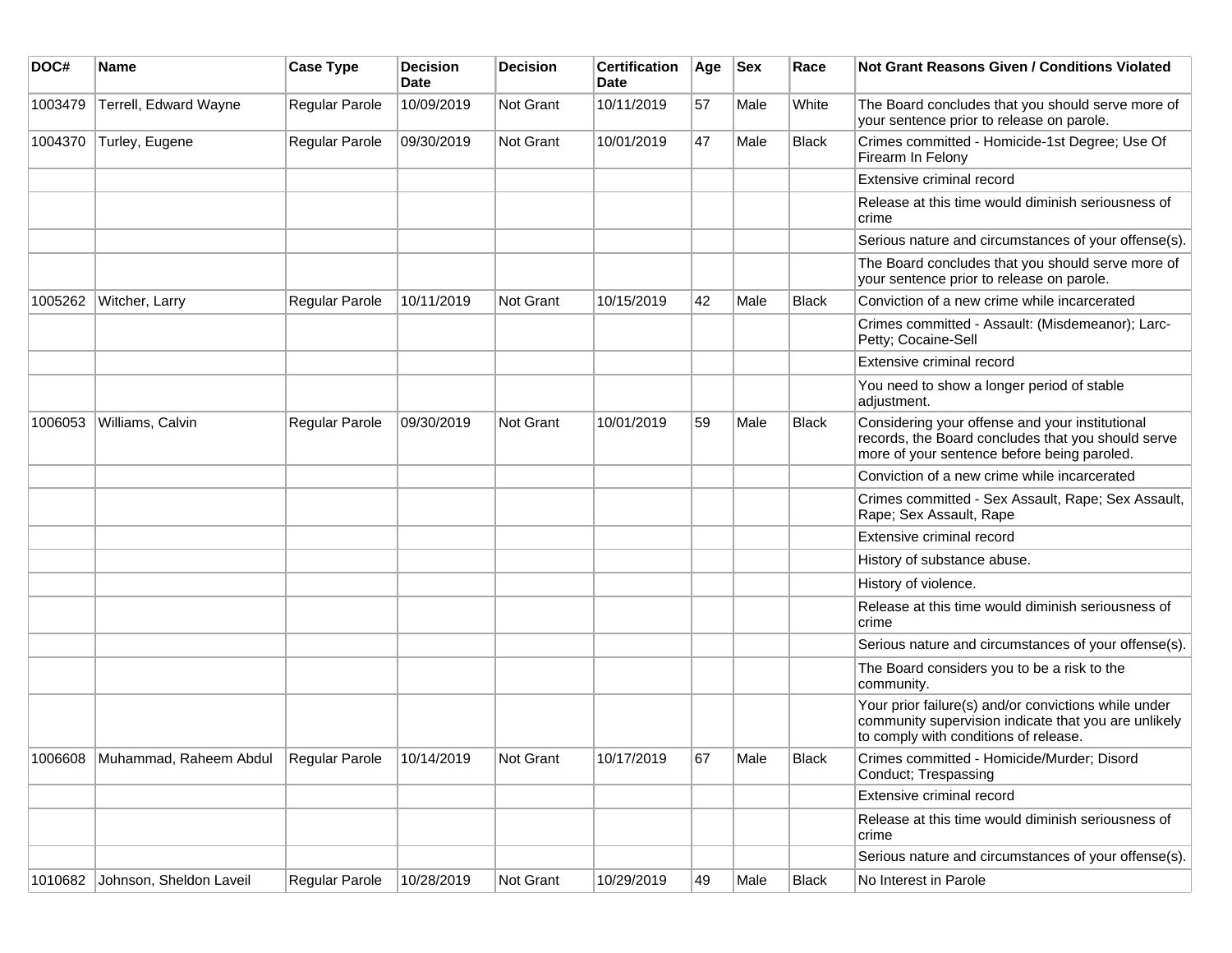| DOC# | Name | Case Type | Decision Date | Decision | Certification Date | Age | Sex | Race | Not Grant Reasons Given / Conditions Violated |
|---|---|---|---|---|---|---|---|---|---|
| 1003479 | Terrell, Edward Wayne | Regular Parole | 10/09/2019 | Not Grant | 10/11/2019 | 57 | Male | White | The Board concludes that you should serve more of your sentence prior to release on parole. |
| 1004370 | Turley, Eugene | Regular Parole | 09/30/2019 | Not Grant | 10/01/2019 | 47 | Male | Black | Crimes committed - Homicide-1st Degree; Use Of Firearm In Felony |
| | | | | | | | | | Extensive criminal record |
| | | | | | | | | | Release at this time would diminish seriousness of crime |
| | | | | | | | | | Serious nature and circumstances of your offense(s). |
| | | | | | | | | | The Board concludes that you should serve more of your sentence prior to release on parole. |
| 1005262 | Witcher, Larry | Regular Parole | 10/11/2019 | Not Grant | 10/15/2019 | 42 | Male | Black | Conviction of a new crime while incarcerated |
| | | | | | | | | | Crimes committed - Assault: (Misdemeanor); Larc-Petty; Cocaine-Sell |
| | | | | | | | | | Extensive criminal record |
| | | | | | | | | | You need to show a longer period of stable adjustment. |
| 1006053 | Williams, Calvin | Regular Parole | 09/30/2019 | Not Grant | 10/01/2019 | 59 | Male | Black | Considering your offense and your institutional records, the Board concludes that you should serve more of your sentence before being paroled. |
| | | | | | | | | | Conviction of a new crime while incarcerated |
| | | | | | | | | | Crimes committed - Sex Assault, Rape; Sex Assault, Rape; Sex Assault, Rape |
| | | | | | | | | | Extensive criminal record |
| | | | | | | | | | History of substance abuse. |
| | | | | | | | | | History of violence. |
| | | | | | | | | | Release at this time would diminish seriousness of crime |
| | | | | | | | | | Serious nature and circumstances of your offense(s). |
| | | | | | | | | | The Board considers you to be a risk to the community. |
| | | | | | | | | | Your prior failure(s) and/or convictions while under community supervision indicate that you are unlikely to comply with conditions of release. |
| 1006608 | Muhammad, Raheem Abdul | Regular Parole | 10/14/2019 | Not Grant | 10/17/2019 | 67 | Male | Black | Crimes committed - Homicide/Murder; Disord Conduct; Trespassing |
| | | | | | | | | | Extensive criminal record |
| | | | | | | | | | Release at this time would diminish seriousness of crime |
| | | | | | | | | | Serious nature and circumstances of your offense(s). |
| 1010682 | Johnson, Sheldon Laveil | Regular Parole | 10/28/2019 | Not Grant | 10/29/2019 | 49 | Male | Black | No Interest in Parole |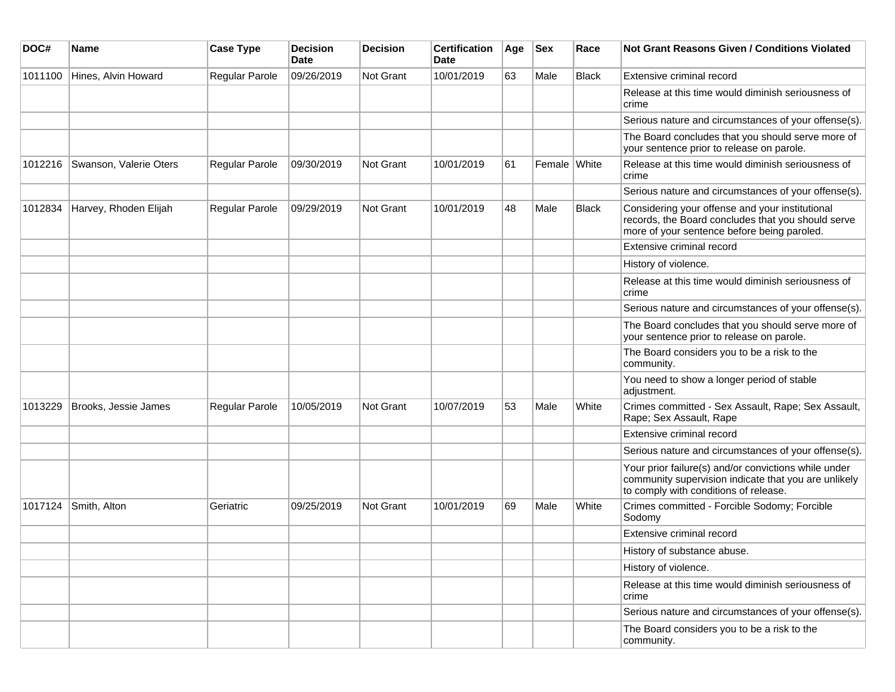| DOC# | Name | Case Type | Decision Date | Decision | Certification Date | Age | Sex | Race | Not Grant Reasons Given / Conditions Violated |
|---|---|---|---|---|---|---|---|---|---|
| 1011100 | Hines, Alvin Howard | Regular Parole | 09/26/2019 | Not Grant | 10/01/2019 | 63 | Male | Black | Extensive criminal record |
| | | | | | | | | | Release at this time would diminish seriousness of crime |
| | | | | | | | | | Serious nature and circumstances of your offense(s). |
| | | | | | | | | | The Board concludes that you should serve more of your sentence prior to release on parole. |
| 1012216 | Swanson, Valerie Oters | Regular Parole | 09/30/2019 | Not Grant | 10/01/2019 | 61 | Female | White | Release at this time would diminish seriousness of crime |
| | | | | | | | | | Serious nature and circumstances of your offense(s). |
| 1012834 | Harvey, Rhoden Elijah | Regular Parole | 09/29/2019 | Not Grant | 10/01/2019 | 48 | Male | Black | Considering your offense and your institutional records, the Board concludes that you should serve more of your sentence before being paroled. |
| | | | | | | | | | Extensive criminal record |
| | | | | | | | | | History of violence. |
| | | | | | | | | | Release at this time would diminish seriousness of crime |
| | | | | | | | | | Serious nature and circumstances of your offense(s). |
| | | | | | | | | | The Board concludes that you should serve more of your sentence prior to release on parole. |
| | | | | | | | | | The Board considers you to be a risk to the community. |
| | | | | | | | | | You need to show a longer period of stable adjustment. |
| 1013229 | Brooks, Jessie James | Regular Parole | 10/05/2019 | Not Grant | 10/07/2019 | 53 | Male | White | Crimes committed - Sex Assault, Rape; Sex Assault, Rape; Sex Assault, Rape |
| | | | | | | | | | Extensive criminal record |
| | | | | | | | | | Serious nature and circumstances of your offense(s). |
| | | | | | | | | | Your prior failure(s) and/or convictions while under community supervision indicate that you are unlikely to comply with conditions of release. |
| 1017124 | Smith, Alton | Geriatric | 09/25/2019 | Not Grant | 10/01/2019 | 69 | Male | White | Crimes committed - Forcible Sodomy; Forcible Sodomy |
| | | | | | | | | | Extensive criminal record |
| | | | | | | | | | History of substance abuse. |
| | | | | | | | | | History of violence. |
| | | | | | | | | | Release at this time would diminish seriousness of crime |
| | | | | | | | | | Serious nature and circumstances of your offense(s). |
| | | | | | | | | | The Board considers you to be a risk to the community. |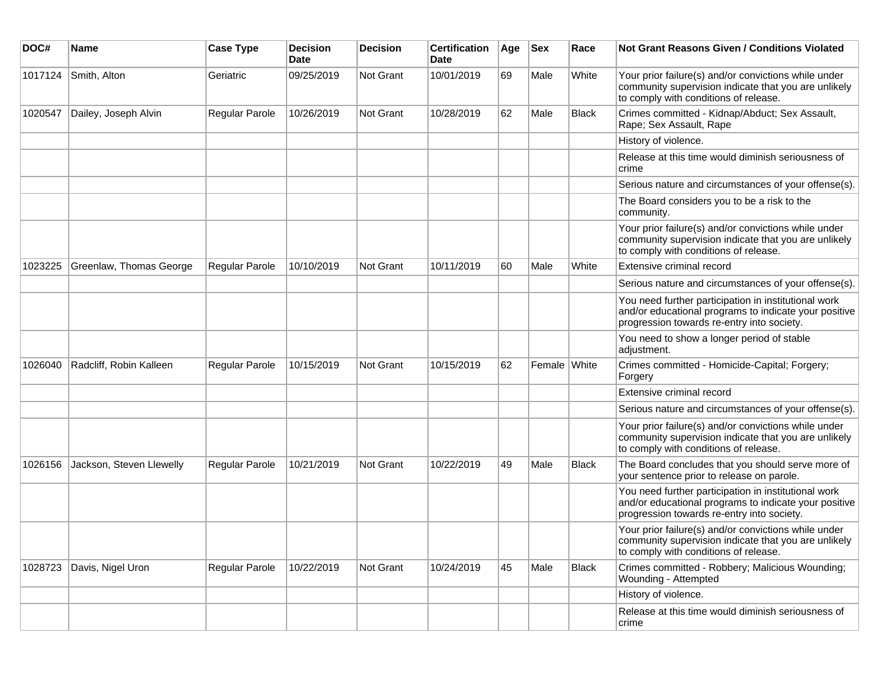| DOC# | Name | Case Type | Decision Date | Decision | Certification Date | Age | Sex | Race | Not Grant Reasons Given / Conditions Violated |
|---|---|---|---|---|---|---|---|---|---|
| 1017124 | Smith, Alton | Geriatric | 09/25/2019 | Not Grant | 10/01/2019 | 69 | Male | White | Your prior failure(s) and/or convictions while under community supervision indicate that you are unlikely to comply with conditions of release. |
| 1020547 | Dailey, Joseph Alvin | Regular Parole | 10/26/2019 | Not Grant | 10/28/2019 | 62 | Male | Black | Crimes committed - Kidnap/Abduct; Sex Assault, Rape; Sex Assault, Rape |
| | | | | | | | | | History of violence. |
| | | | | | | | | | Release at this time would diminish seriousness of crime |
| | | | | | | | | | Serious nature and circumstances of your offense(s). |
| | | | | | | | | | The Board considers you to be a risk to the community. |
| | | | | | | | | | Your prior failure(s) and/or convictions while under community supervision indicate that you are unlikely to comply with conditions of release. |
| 1023225 | Greenlaw, Thomas George | Regular Parole | 10/10/2019 | Not Grant | 10/11/2019 | 60 | Male | White | Extensive criminal record |
| | | | | | | | | | Serious nature and circumstances of your offense(s). |
| | | | | | | | | | You need further participation in institutional work and/or educational programs to indicate your positive progression towards re-entry into society. |
| | | | | | | | | | You need to show a longer period of stable adjustment. |
| 1026040 | Radcliff, Robin Kalleen | Regular Parole | 10/15/2019 | Not Grant | 10/15/2019 | 62 | Female | White | Crimes committed - Homicide-Capital; Forgery; Forgery |
| | | | | | | | | | Extensive criminal record |
| | | | | | | | | | Serious nature and circumstances of your offense(s). |
| | | | | | | | | | Your prior failure(s) and/or convictions while under community supervision indicate that you are unlikely to comply with conditions of release. |
| 1026156 | Jackson, Steven Llewelly | Regular Parole | 10/21/2019 | Not Grant | 10/22/2019 | 49 | Male | Black | The Board concludes that you should serve more of your sentence prior to release on parole. |
| | | | | | | | | | You need further participation in institutional work and/or educational programs to indicate your positive progression towards re-entry into society. |
| | | | | | | | | | Your prior failure(s) and/or convictions while under community supervision indicate that you are unlikely to comply with conditions of release. |
| 1028723 | Davis, Nigel Uron | Regular Parole | 10/22/2019 | Not Grant | 10/24/2019 | 45 | Male | Black | Crimes committed - Robbery; Malicious Wounding; Wounding - Attempted |
| | | | | | | | | | History of violence. |
| | | | | | | | | | Release at this time would diminish seriousness of crime |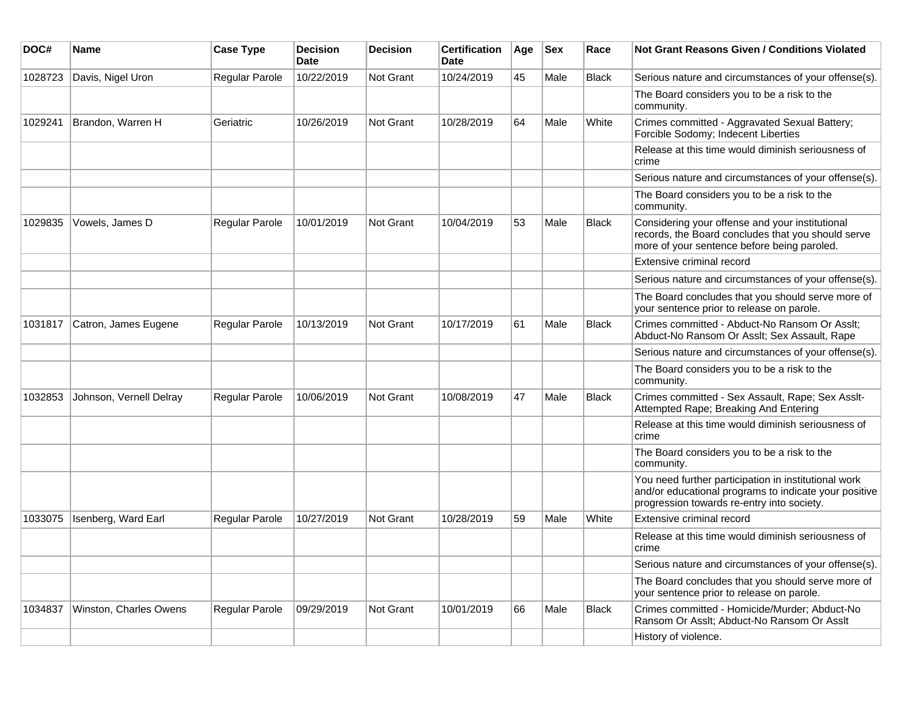| DOC# | Name | Case Type | Decision Date | Decision | Certification Date | Age | Sex | Race | Not Grant Reasons Given / Conditions Violated |
|---|---|---|---|---|---|---|---|---|---|
| 1028723 | Davis, Nigel Uron | Regular Parole | 10/22/2019 | Not Grant | 10/24/2019 | 45 | Male | Black | Serious nature and circumstances of your offense(s). |
| | | | | | | | | | The Board considers you to be a risk to the community. |
| 1029241 | Brandon, Warren H | Geriatric | 10/26/2019 | Not Grant | 10/28/2019 | 64 | Male | White | Crimes committed - Aggravated Sexual Battery; Forcible Sodomy; Indecent Liberties |
| | | | | | | | | | Release at this time would diminish seriousness of crime |
| | | | | | | | | | Serious nature and circumstances of your offense(s). |
| | | | | | | | | | The Board considers you to be a risk to the community. |
| 1029835 | Vowels, James D | Regular Parole | 10/01/2019 | Not Grant | 10/04/2019 | 53 | Male | Black | Considering your offense and your institutional records, the Board concludes that you should serve more of your sentence before being paroled. |
| | | | | | | | | | Extensive criminal record |
| | | | | | | | | | Serious nature and circumstances of your offense(s). |
| | | | | | | | | | The Board concludes that you should serve more of your sentence prior to release on parole. |
| 1031817 | Catron, James Eugene | Regular Parole | 10/13/2019 | Not Grant | 10/17/2019 | 61 | Male | Black | Crimes committed - Abduct-No Ransom Or Asslt; Abduct-No Ransom Or Asslt; Sex Assault, Rape |
| | | | | | | | | | Serious nature and circumstances of your offense(s). |
| | | | | | | | | | The Board considers you to be a risk to the community. |
| 1032853 | Johnson, Vernell Delray | Regular Parole | 10/06/2019 | Not Grant | 10/08/2019 | 47 | Male | Black | Crimes committed - Sex Assault, Rape; Sex Asslt-Attempted Rape; Breaking And Entering |
| | | | | | | | | | Release at this time would diminish seriousness of crime |
| | | | | | | | | | The Board considers you to be a risk to the community. |
| | | | | | | | | | You need further participation in institutional work and/or educational programs to indicate your positive progression towards re-entry into society. |
| 1033075 | Isenberg, Ward Earl | Regular Parole | 10/27/2019 | Not Grant | 10/28/2019 | 59 | Male | White | Extensive criminal record |
| | | | | | | | | | Release at this time would diminish seriousness of crime |
| | | | | | | | | | Serious nature and circumstances of your offense(s). |
| | | | | | | | | | The Board concludes that you should serve more of your sentence prior to release on parole. |
| 1034837 | Winston, Charles Owens | Regular Parole | 09/29/2019 | Not Grant | 10/01/2019 | 66 | Male | Black | Crimes committed - Homicide/Murder; Abduct-No Ransom Or Asslt; Abduct-No Ransom Or Asslt |
| | | | | | | | | | History of violence. |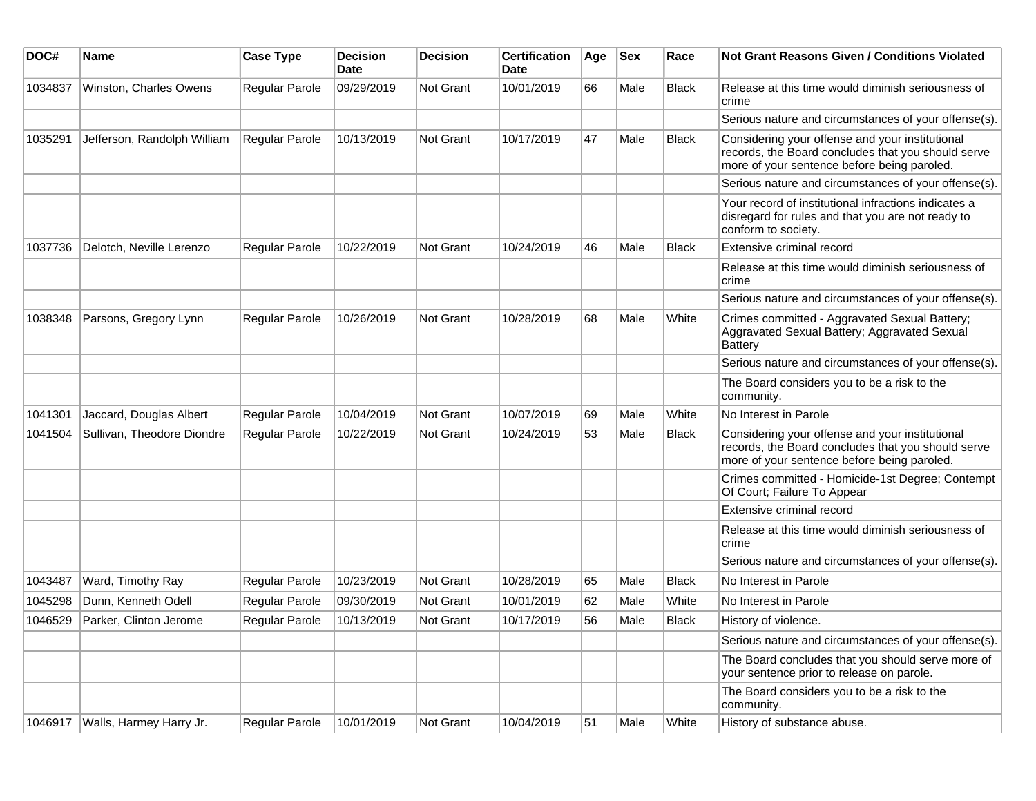| DOC# | Name | Case Type | Decision Date | Decision | Certification Date | Age | Sex | Race | Not Grant Reasons Given / Conditions Violated |
|---|---|---|---|---|---|---|---|---|---|
| 1034837 | Winston, Charles Owens | Regular Parole | 09/29/2019 | Not Grant | 10/01/2019 | 66 | Male | Black | Release at this time would diminish seriousness of crime |
| | | | | | | | | | Serious nature and circumstances of your offense(s). |
| 1035291 | Jefferson, Randolph William | Regular Parole | 10/13/2019 | Not Grant | 10/17/2019 | 47 | Male | Black | Considering your offense and your institutional records, the Board concludes that you should serve more of your sentence before being paroled. |
| | | | | | | | | | Serious nature and circumstances of your offense(s). |
| | | | | | | | | | Your record of institutional infractions indicates a disregard for rules and that you are not ready to conform to society. |
| 1037736 | Delotch, Neville Lerenzo | Regular Parole | 10/22/2019 | Not Grant | 10/24/2019 | 46 | Male | Black | Extensive criminal record |
| | | | | | | | | | Release at this time would diminish seriousness of crime |
| | | | | | | | | | Serious nature and circumstances of your offense(s). |
| 1038348 | Parsons, Gregory Lynn | Regular Parole | 10/26/2019 | Not Grant | 10/28/2019 | 68 | Male | White | Crimes committed - Aggravated Sexual Battery; Aggravated Sexual Battery; Aggravated Sexual Battery |
| | | | | | | | | | Serious nature and circumstances of your offense(s). |
| | | | | | | | | | The Board considers you to be a risk to the community. |
| 1041301 | Jaccard, Douglas Albert | Regular Parole | 10/04/2019 | Not Grant | 10/07/2019 | 69 | Male | White | No Interest in Parole |
| 1041504 | Sullivan, Theodore Diondre | Regular Parole | 10/22/2019 | Not Grant | 10/24/2019 | 53 | Male | Black | Considering your offense and your institutional records, the Board concludes that you should serve more of your sentence before being paroled. |
| | | | | | | | | | Crimes committed - Homicide-1st Degree; Contempt Of Court; Failure To Appear |
| | | | | | | | | | Extensive criminal record |
| | | | | | | | | | Release at this time would diminish seriousness of crime |
| | | | | | | | | | Serious nature and circumstances of your offense(s). |
| 1043487 | Ward, Timothy Ray | Regular Parole | 10/23/2019 | Not Grant | 10/28/2019 | 65 | Male | Black | No Interest in Parole |
| 1045298 | Dunn, Kenneth Odell | Regular Parole | 09/30/2019 | Not Grant | 10/01/2019 | 62 | Male | White | No Interest in Parole |
| 1046529 | Parker, Clinton Jerome | Regular Parole | 10/13/2019 | Not Grant | 10/17/2019 | 56 | Male | Black | History of violence. |
| | | | | | | | | | Serious nature and circumstances of your offense(s). |
| | | | | | | | | | The Board concludes that you should serve more of your sentence prior to release on parole. |
| | | | | | | | | | The Board considers you to be a risk to the community. |
| 1046917 | Walls, Harmey Harry Jr. | Regular Parole | 10/01/2019 | Not Grant | 10/04/2019 | 51 | Male | White | History of substance abuse. |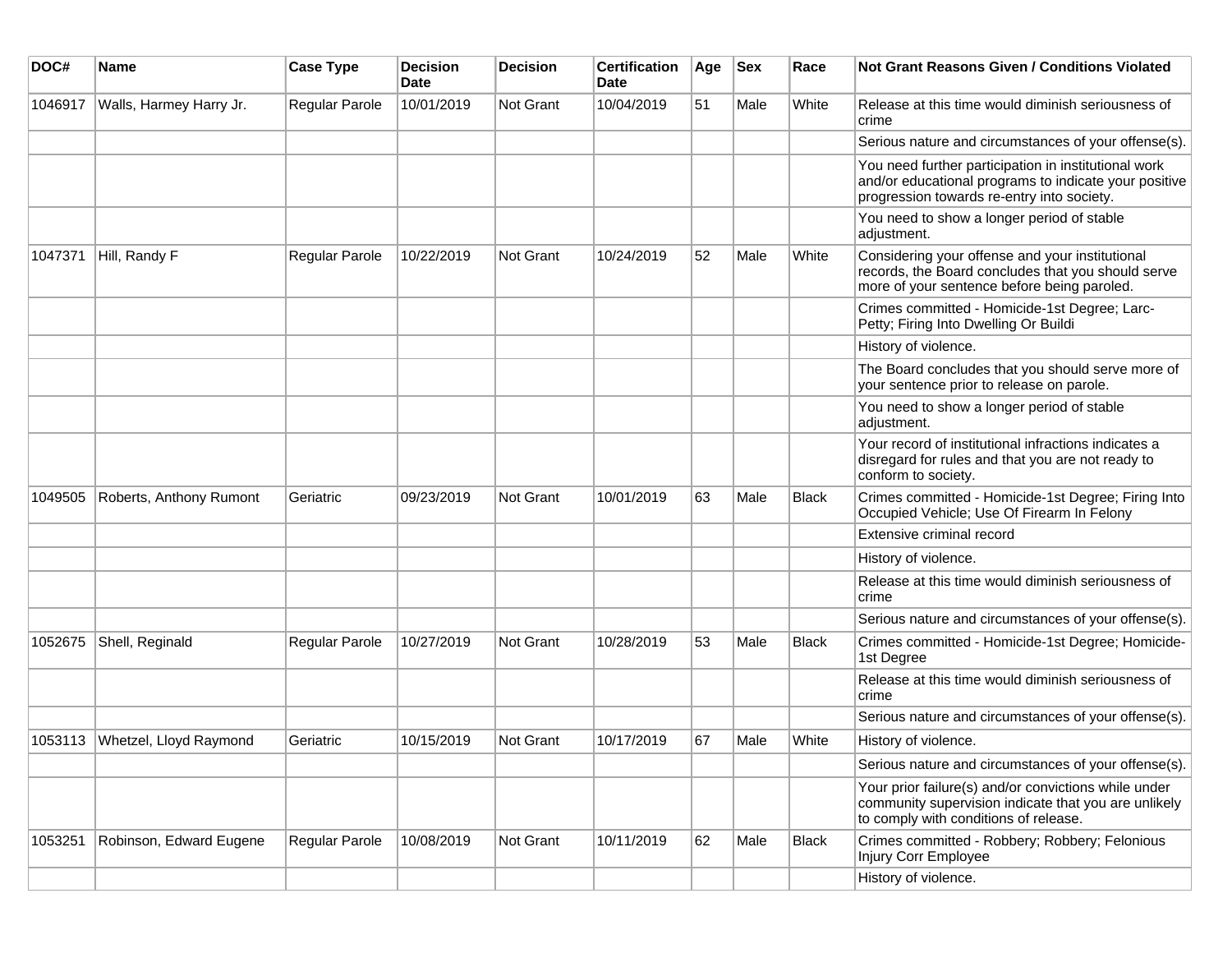| DOC# | Name | Case Type | Decision Date | Decision | Certification Date | Age | Sex | Race | Not Grant Reasons Given / Conditions Violated |
|---|---|---|---|---|---|---|---|---|---|
| 1046917 | Walls, Harmey Harry Jr. | Regular Parole | 10/01/2019 | Not Grant | 10/04/2019 | 51 | Male | White | Release at this time would diminish seriousness of crime |
| | | | | | | | | | Serious nature and circumstances of your offense(s). |
| | | | | | | | | | You need further participation in institutional work and/or educational programs to indicate your positive progression towards re-entry into society. |
| | | | | | | | | | You need to show a longer period of stable adjustment. |
| 1047371 | Hill, Randy F | Regular Parole | 10/22/2019 | Not Grant | 10/24/2019 | 52 | Male | White | Considering your offense and your institutional records, the Board concludes that you should serve more of your sentence before being paroled. |
| | | | | | | | | | Crimes committed - Homicide-1st Degree; Larc-Petty; Firing Into Dwelling Or Buildi |
| | | | | | | | | | History of violence. |
| | | | | | | | | | The Board concludes that you should serve more of your sentence prior to release on parole. |
| | | | | | | | | | You need to show a longer period of stable adjustment. |
| | | | | | | | | | Your record of institutional infractions indicates a disregard for rules and that you are not ready to conform to society. |
| 1049505 | Roberts, Anthony Rumont | Geriatric | 09/23/2019 | Not Grant | 10/01/2019 | 63 | Male | Black | Crimes committed - Homicide-1st Degree; Firing Into Occupied Vehicle; Use Of Firearm In Felony |
| | | | | | | | | | Extensive criminal record |
| | | | | | | | | | History of violence. |
| | | | | | | | | | Release at this time would diminish seriousness of crime |
| | | | | | | | | | Serious nature and circumstances of your offense(s). |
| 1052675 | Shell, Reginald | Regular Parole | 10/27/2019 | Not Grant | 10/28/2019 | 53 | Male | Black | Crimes committed - Homicide-1st Degree; Homicide-1st Degree |
| | | | | | | | | | Release at this time would diminish seriousness of crime |
| | | | | | | | | | Serious nature and circumstances of your offense(s). |
| 1053113 | Whetzel, Lloyd Raymond | Geriatric | 10/15/2019 | Not Grant | 10/17/2019 | 67 | Male | White | History of violence. |
| | | | | | | | | | Serious nature and circumstances of your offense(s). |
| | | | | | | | | | Your prior failure(s) and/or convictions while under community supervision indicate that you are unlikely to comply with conditions of release. |
| 1053251 | Robinson, Edward Eugene | Regular Parole | 10/08/2019 | Not Grant | 10/11/2019 | 62 | Male | Black | Crimes committed - Robbery; Robbery; Felonious Injury Corr Employee |
| | | | | | | | | | History of violence. |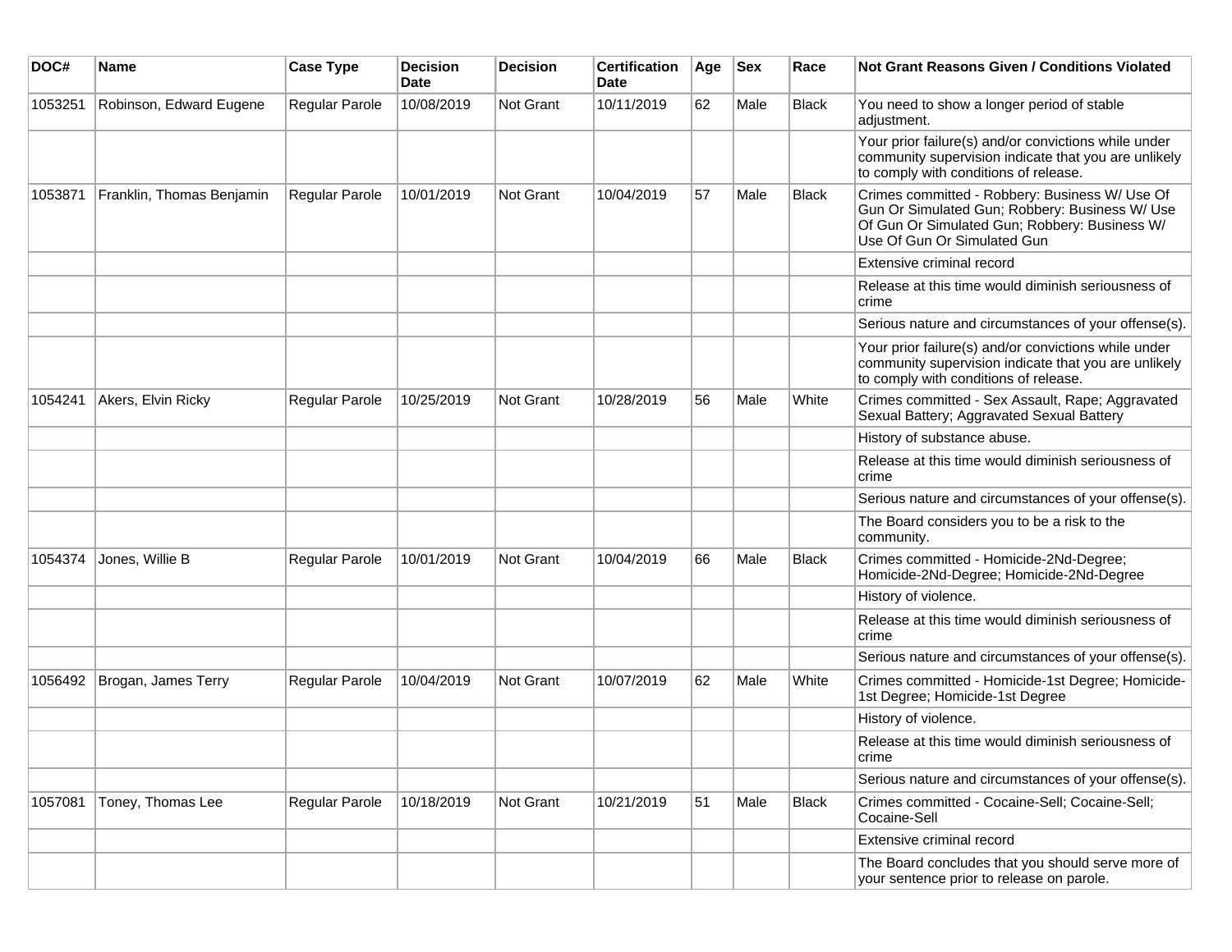| DOC# | Name | Case Type | Decision Date | Decision | Certification Date | Age | Sex | Race | Not Grant Reasons Given / Conditions Violated |
|---|---|---|---|---|---|---|---|---|---|
| 1053251 | Robinson, Edward Eugene | Regular Parole | 10/08/2019 | Not Grant | 10/11/2019 | 62 | Male | Black | You need to show a longer period of stable adjustment. |
| | | | | | | | | | Your prior failure(s) and/or convictions while under community supervision indicate that you are unlikely to comply with conditions of release. |
| 1053871 | Franklin, Thomas Benjamin | Regular Parole | 10/01/2019 | Not Grant | 10/04/2019 | 57 | Male | Black | Crimes committed - Robbery: Business W/ Use Of Gun Or Simulated Gun; Robbery: Business W/ Use Of Gun Or Simulated Gun; Robbery: Business W/ Use Of Gun Or Simulated Gun |
| | | | | | | | | | Extensive criminal record |
| | | | | | | | | | Release at this time would diminish seriousness of crime |
| | | | | | | | | | Serious nature and circumstances of your offense(s). |
| | | | | | | | | | Your prior failure(s) and/or convictions while under community supervision indicate that you are unlikely to comply with conditions of release. |
| 1054241 | Akers, Elvin Ricky | Regular Parole | 10/25/2019 | Not Grant | 10/28/2019 | 56 | Male | White | Crimes committed - Sex Assault, Rape; Aggravated Sexual Battery; Aggravated Sexual Battery |
| | | | | | | | | | History of substance abuse. |
| | | | | | | | | | Release at this time would diminish seriousness of crime |
| | | | | | | | | | Serious nature and circumstances of your offense(s). |
| | | | | | | | | | The Board considers you to be a risk to the community. |
| 1054374 | Jones, Willie B | Regular Parole | 10/01/2019 | Not Grant | 10/04/2019 | 66 | Male | Black | Crimes committed - Homicide-2Nd-Degree; Homicide-2Nd-Degree; Homicide-2Nd-Degree |
| | | | | | | | | | History of violence. |
| | | | | | | | | | Release at this time would diminish seriousness of crime |
| | | | | | | | | | Serious nature and circumstances of your offense(s). |
| 1056492 | Brogan, James Terry | Regular Parole | 10/04/2019 | Not Grant | 10/07/2019 | 62 | Male | White | Crimes committed - Homicide-1st Degree; Homicide-1st Degree; Homicide-1st Degree |
| | | | | | | | | | History of violence. |
| | | | | | | | | | Release at this time would diminish seriousness of crime |
| | | | | | | | | | Serious nature and circumstances of your offense(s). |
| 1057081 | Toney, Thomas Lee | Regular Parole | 10/18/2019 | Not Grant | 10/21/2019 | 51 | Male | Black | Crimes committed - Cocaine-Sell; Cocaine-Sell; Cocaine-Sell |
| | | | | | | | | | Extensive criminal record |
| | | | | | | | | | The Board concludes that you should serve more of your sentence prior to release on parole. |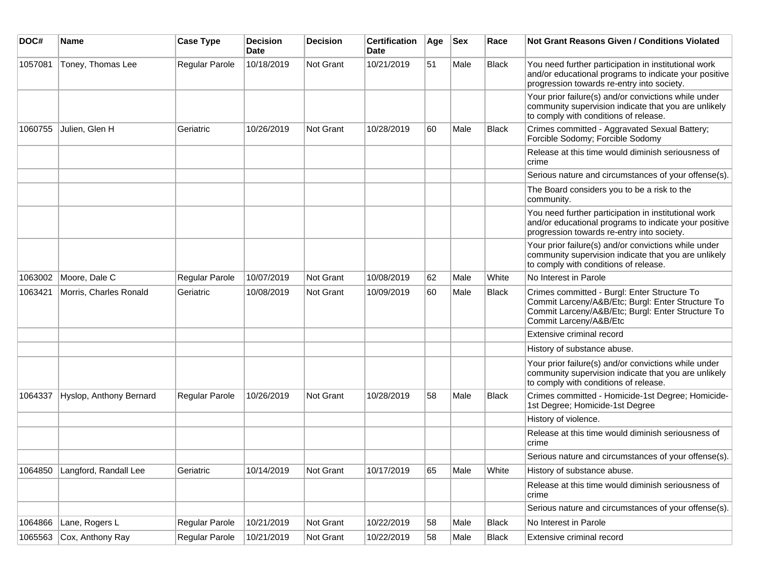| DOC# | Name | Case Type | Decision Date | Decision | Certification Date | Age | Sex | Race | Not Grant Reasons Given / Conditions Violated |
|---|---|---|---|---|---|---|---|---|---|
| 1057081 | Toney, Thomas Lee | Regular Parole | 10/18/2019 | Not Grant | 10/21/2019 | 51 | Male | Black | You need further participation in institutional work and/or educational programs to indicate your positive progression towards re-entry into society. |
| | | | | | | | | | Your prior failure(s) and/or convictions while under community supervision indicate that you are unlikely to comply with conditions of release. |
| 1060755 | Julien, Glen H | Geriatric | 10/26/2019 | Not Grant | 10/28/2019 | 60 | Male | Black | Crimes committed - Aggravated Sexual Battery; Forcible Sodomy; Forcible Sodomy |
| | | | | | | | | | Release at this time would diminish seriousness of crime |
| | | | | | | | | | Serious nature and circumstances of your offense(s). |
| | | | | | | | | | The Board considers you to be a risk to the community. |
| | | | | | | | | | You need further participation in institutional work and/or educational programs to indicate your positive progression towards re-entry into society. |
| | | | | | | | | | Your prior failure(s) and/or convictions while under community supervision indicate that you are unlikely to comply with conditions of release. |
| 1063002 | Moore, Dale C | Regular Parole | 10/07/2019 | Not Grant | 10/08/2019 | 62 | Male | White | No Interest in Parole |
| 1063421 | Morris, Charles Ronald | Geriatric | 10/08/2019 | Not Grant | 10/09/2019 | 60 | Male | Black | Crimes committed - Burgl: Enter Structure To Commit Larceny/A&B/Etc; Burgl: Enter Structure To Commit Larceny/A&B/Etc; Burgl: Enter Structure To Commit Larceny/A&B/Etc |
| | | | | | | | | | Extensive criminal record |
| | | | | | | | | | History of substance abuse. |
| | | | | | | | | | Your prior failure(s) and/or convictions while under community supervision indicate that you are unlikely to comply with conditions of release. |
| 1064337 | Hyslop, Anthony Bernard | Regular Parole | 10/26/2019 | Not Grant | 10/28/2019 | 58 | Male | Black | Crimes committed - Homicide-1st Degree; Homicide-1st Degree; Homicide-1st Degree |
| | | | | | | | | | History of violence. |
| | | | | | | | | | Release at this time would diminish seriousness of crime |
| | | | | | | | | | Serious nature and circumstances of your offense(s). |
| 1064850 | Langford, Randall Lee | Geriatric | 10/14/2019 | Not Grant | 10/17/2019 | 65 | Male | White | History of substance abuse. |
| | | | | | | | | | Release at this time would diminish seriousness of crime |
| | | | | | | | | | Serious nature and circumstances of your offense(s). |
| 1064866 | Lane, Rogers L | Regular Parole | 10/21/2019 | Not Grant | 10/22/2019 | 58 | Male | Black | No Interest in Parole |
| 1065563 | Cox, Anthony Ray | Regular Parole | 10/21/2019 | Not Grant | 10/22/2019 | 58 | Male | Black | Extensive criminal record |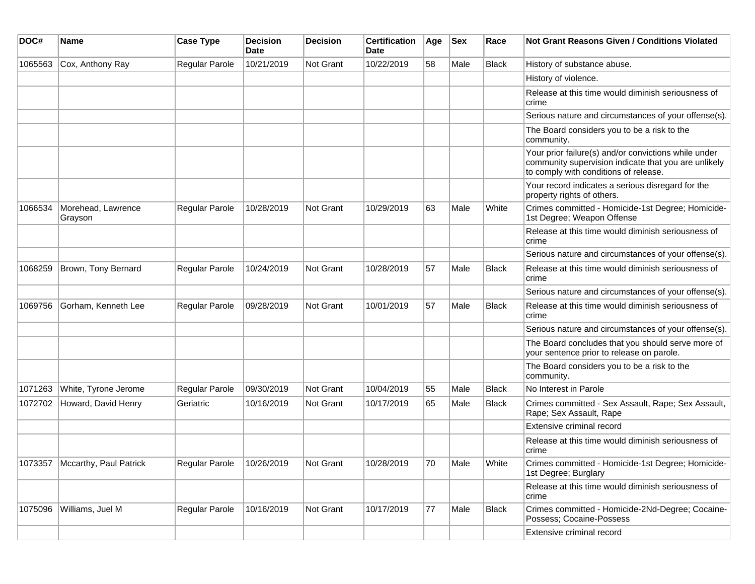| DOC# | Name | Case Type | Decision Date | Decision | Certification Date | Age | Sex | Race | Not Grant Reasons Given / Conditions Violated |
|---|---|---|---|---|---|---|---|---|---|
| 1065563 | Cox, Anthony Ray | Regular Parole | 10/21/2019 | Not Grant | 10/22/2019 | 58 | Male | Black | History of substance abuse. |
| | | | | | | | | | History of violence. |
| | | | | | | | | | Release at this time would diminish seriousness of crime |
| | | | | | | | | | Serious nature and circumstances of your offense(s). |
| | | | | | | | | | The Board considers you to be a risk to the community. |
| | | | | | | | | | Your prior failure(s) and/or convictions while under community supervision indicate that you are unlikely to comply with conditions of release. |
| | | | | | | | | | Your record indicates a serious disregard for the property rights of others. |
| 1066534 | Morehead, Lawrence Grayson | Regular Parole | 10/28/2019 | Not Grant | 10/29/2019 | 63 | Male | White | Crimes committed - Homicide-1st Degree; Homicide-1st Degree; Weapon Offense |
| | | | | | | | | | Release at this time would diminish seriousness of crime |
| | | | | | | | | | Serious nature and circumstances of your offense(s). |
| 1068259 | Brown, Tony Bernard | Regular Parole | 10/24/2019 | Not Grant | 10/28/2019 | 57 | Male | Black | Release at this time would diminish seriousness of crime |
| | | | | | | | | | Serious nature and circumstances of your offense(s). |
| 1069756 | Gorham, Kenneth Lee | Regular Parole | 09/28/2019 | Not Grant | 10/01/2019 | 57 | Male | Black | Release at this time would diminish seriousness of crime |
| | | | | | | | | | Serious nature and circumstances of your offense(s). |
| | | | | | | | | | The Board concludes that you should serve more of your sentence prior to release on parole. |
| | | | | | | | | | The Board considers you to be a risk to the community. |
| 1071263 | White, Tyrone Jerome | Regular Parole | 09/30/2019 | Not Grant | 10/04/2019 | 55 | Male | Black | No Interest in Parole |
| 1072702 | Howard, David Henry | Geriatric | 10/16/2019 | Not Grant | 10/17/2019 | 65 | Male | Black | Crimes committed - Sex Assault, Rape; Sex Assault, Rape; Sex Assault, Rape |
| | | | | | | | | | Extensive criminal record |
| | | | | | | | | | Release at this time would diminish seriousness of crime |
| 1073357 | Mccarthy, Paul Patrick | Regular Parole | 10/26/2019 | Not Grant | 10/28/2019 | 70 | Male | White | Crimes committed - Homicide-1st Degree; Homicide-1st Degree; Burglary |
| | | | | | | | | | Release at this time would diminish seriousness of crime |
| 1075096 | Williams, Juel M | Regular Parole | 10/16/2019 | Not Grant | 10/17/2019 | 77 | Male | Black | Crimes committed - Homicide-2Nd-Degree; Cocaine-Possess; Cocaine-Possess |
| | | | | | | | | | Extensive criminal record |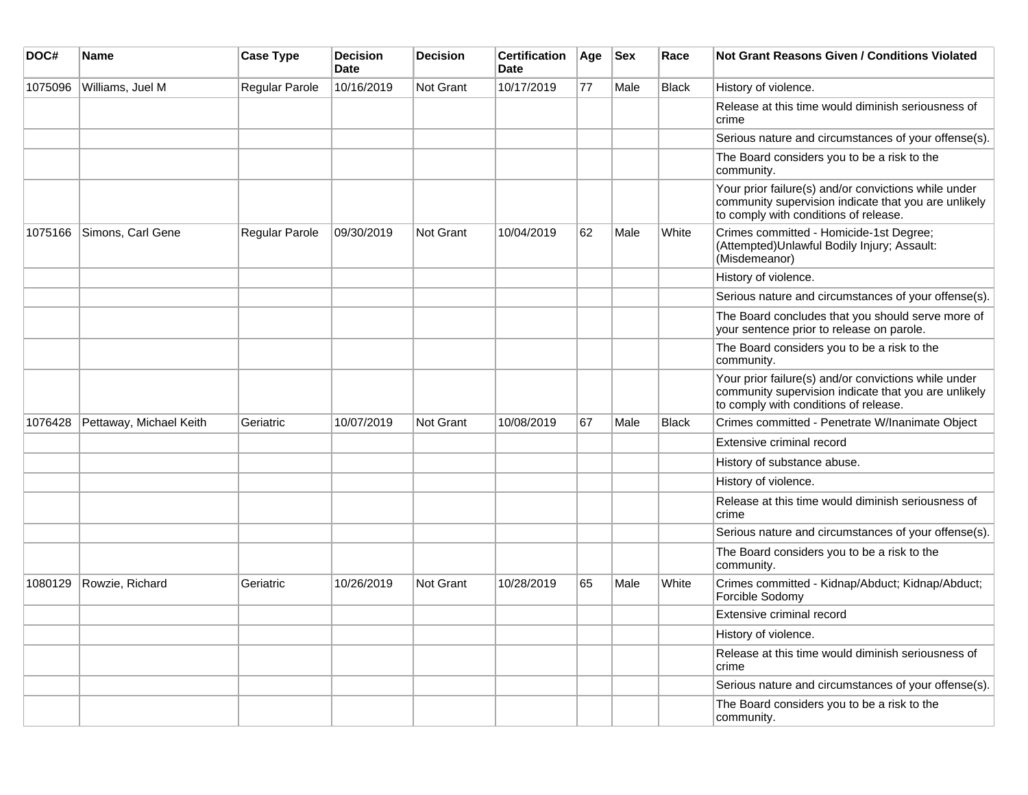| DOC# | Name | Case Type | Decision Date | Decision | Certification Date | Age | Sex | Race | Not Grant Reasons Given / Conditions Violated |
|---|---|---|---|---|---|---|---|---|---|
| 1075096 | Williams, Juel M | Regular Parole | 10/16/2019 | Not Grant | 10/17/2019 | 77 | Male | Black | History of violence. |
| | | | | | | | | | Release at this time would diminish seriousness of crime |
| | | | | | | | | | Serious nature and circumstances of your offense(s). |
| | | | | | | | | | The Board considers you to be a risk to the community. |
| | | | | | | | | | Your prior failure(s) and/or convictions while under community supervision indicate that you are unlikely to comply with conditions of release. |
| 1075166 | Simons, Carl Gene | Regular Parole | 09/30/2019 | Not Grant | 10/04/2019 | 62 | Male | White | Crimes committed - Homicide-1st Degree; (Attempted)Unlawful Bodily Injury; Assault: (Misdemeanor) |
| | | | | | | | | | History of violence. |
| | | | | | | | | | Serious nature and circumstances of your offense(s). |
| | | | | | | | | | The Board concludes that you should serve more of your sentence prior to release on parole. |
| | | | | | | | | | The Board considers you to be a risk to the community. |
| | | | | | | | | | Your prior failure(s) and/or convictions while under community supervision indicate that you are unlikely to comply with conditions of release. |
| 1076428 | Pettaway, Michael Keith | Geriatric | 10/07/2019 | Not Grant | 10/08/2019 | 67 | Male | Black | Crimes committed - Penetrate W/Inanimate Object |
| | | | | | | | | | Extensive criminal record |
| | | | | | | | | | History of substance abuse. |
| | | | | | | | | | History of violence. |
| | | | | | | | | | Release at this time would diminish seriousness of crime |
| | | | | | | | | | Serious nature and circumstances of your offense(s). |
| | | | | | | | | | The Board considers you to be a risk to the community. |
| 1080129 | Rowzie, Richard | Geriatric | 10/26/2019 | Not Grant | 10/28/2019 | 65 | Male | White | Crimes committed - Kidnap/Abduct; Kidnap/Abduct; Forcible Sodomy |
| | | | | | | | | | Extensive criminal record |
| | | | | | | | | | History of violence. |
| | | | | | | | | | Release at this time would diminish seriousness of crime |
| | | | | | | | | | Serious nature and circumstances of your offense(s). |
| | | | | | | | | | The Board considers you to be a risk to the community. |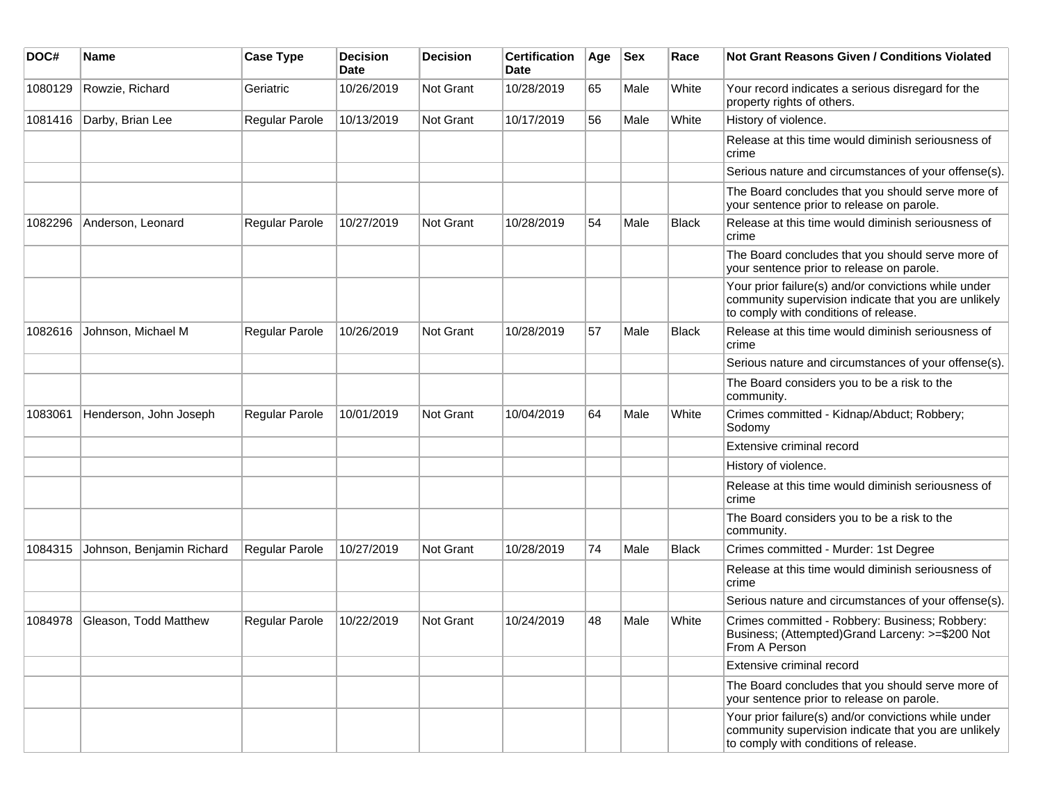| DOC# | Name | Case Type | Decision Date | Decision | Certification Date | Age | Sex | Race | Not Grant Reasons Given / Conditions Violated |
|---|---|---|---|---|---|---|---|---|---|
| 1080129 | Rowzie, Richard | Geriatric | 10/26/2019 | Not Grant | 10/28/2019 | 65 | Male | White | Your record indicates a serious disregard for the property rights of others. |
| 1081416 | Darby, Brian Lee | Regular Parole | 10/13/2019 | Not Grant | 10/17/2019 | 56 | Male | White | History of violence. |
| | | | | | | | | | Release at this time would diminish seriousness of crime |
| | | | | | | | | | Serious nature and circumstances of your offense(s). |
| | | | | | | | | | The Board concludes that you should serve more of your sentence prior to release on parole. |
| 1082296 | Anderson, Leonard | Regular Parole | 10/27/2019 | Not Grant | 10/28/2019 | 54 | Male | Black | Release at this time would diminish seriousness of crime |
| | | | | | | | | | The Board concludes that you should serve more of your sentence prior to release on parole. |
| | | | | | | | | | Your prior failure(s) and/or convictions while under community supervision indicate that you are unlikely to comply with conditions of release. |
| 1082616 | Johnson, Michael M | Regular Parole | 10/26/2019 | Not Grant | 10/28/2019 | 57 | Male | Black | Release at this time would diminish seriousness of crime |
| | | | | | | | | | Serious nature and circumstances of your offense(s). |
| | | | | | | | | | The Board considers you to be a risk to the community. |
| 1083061 | Henderson, John Joseph | Regular Parole | 10/01/2019 | Not Grant | 10/04/2019 | 64 | Male | White | Crimes committed - Kidnap/Abduct; Robbery; Sodomy |
| | | | | | | | | | Extensive criminal record |
| | | | | | | | | | History of violence. |
| | | | | | | | | | Release at this time would diminish seriousness of crime |
| | | | | | | | | | The Board considers you to be a risk to the community. |
| 1084315 | Johnson, Benjamin Richard | Regular Parole | 10/27/2019 | Not Grant | 10/28/2019 | 74 | Male | Black | Crimes committed - Murder: 1st Degree |
| | | | | | | | | | Release at this time would diminish seriousness of crime |
| | | | | | | | | | Serious nature and circumstances of your offense(s). |
| 1084978 | Gleason, Todd Matthew | Regular Parole | 10/22/2019 | Not Grant | 10/24/2019 | 48 | Male | White | Crimes committed - Robbery: Business; Robbery: Business; (Attempted)Grand Larceny: >=$200 Not From A Person |
| | | | | | | | | | Extensive criminal record |
| | | | | | | | | | The Board concludes that you should serve more of your sentence prior to release on parole. |
| | | | | | | | | | Your prior failure(s) and/or convictions while under community supervision indicate that you are unlikely to comply with conditions of release. |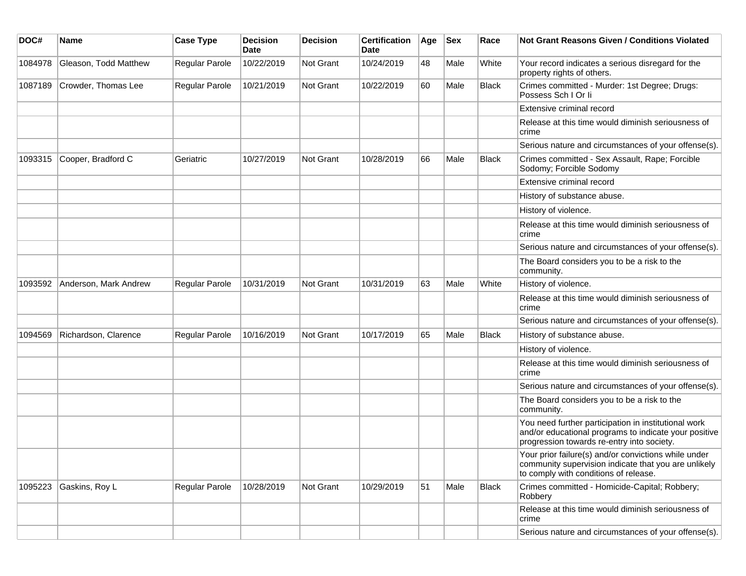| DOC# | Name | Case Type | Decision Date | Decision | Certification Date | Age | Sex | Race | Not Grant Reasons Given / Conditions Violated |
|---|---|---|---|---|---|---|---|---|---|
| 1084978 | Gleason, Todd Matthew | Regular Parole | 10/22/2019 | Not Grant | 10/24/2019 | 48 | Male | White | Your record indicates a serious disregard for the property rights of others. |
| 1087189 | Crowder, Thomas Lee | Regular Parole | 10/21/2019 | Not Grant | 10/22/2019 | 60 | Male | Black | Crimes committed - Murder: 1st Degree; Drugs: Possess Sch I Or Ii |
| | | | | | | | | | Extensive criminal record |
| | | | | | | | | | Release at this time would diminish seriousness of crime |
| | | | | | | | | | Serious nature and circumstances of your offense(s). |
| 1093315 | Cooper, Bradford C | Geriatric | 10/27/2019 | Not Grant | 10/28/2019 | 66 | Male | Black | Crimes committed - Sex Assault, Rape; Forcible Sodomy; Forcible Sodomy |
| | | | | | | | | | Extensive criminal record |
| | | | | | | | | | History of substance abuse. |
| | | | | | | | | | History of violence. |
| | | | | | | | | | Release at this time would diminish seriousness of crime |
| | | | | | | | | | Serious nature and circumstances of your offense(s). |
| | | | | | | | | | The Board considers you to be a risk to the community. |
| 1093592 | Anderson, Mark Andrew | Regular Parole | 10/31/2019 | Not Grant | 10/31/2019 | 63 | Male | White | History of violence. |
| | | | | | | | | | Release at this time would diminish seriousness of crime |
| | | | | | | | | | Serious nature and circumstances of your offense(s). |
| 1094569 | Richardson, Clarence | Regular Parole | 10/16/2019 | Not Grant | 10/17/2019 | 65 | Male | Black | History of substance abuse. |
| | | | | | | | | | History of violence. |
| | | | | | | | | | Release at this time would diminish seriousness of crime |
| | | | | | | | | | Serious nature and circumstances of your offense(s). |
| | | | | | | | | | The Board considers you to be a risk to the community. |
| | | | | | | | | | You need further participation in institutional work and/or educational programs to indicate your positive progression towards re-entry into society. |
| | | | | | | | | | Your prior failure(s) and/or convictions while under community supervision indicate that you are unlikely to comply with conditions of release. |
| 1095223 | Gaskins, Roy L | Regular Parole | 10/28/2019 | Not Grant | 10/29/2019 | 51 | Male | Black | Crimes committed - Homicide-Capital; Robbery; Robbery |
| | | | | | | | | | Release at this time would diminish seriousness of crime |
| | | | | | | | | | Serious nature and circumstances of your offense(s). |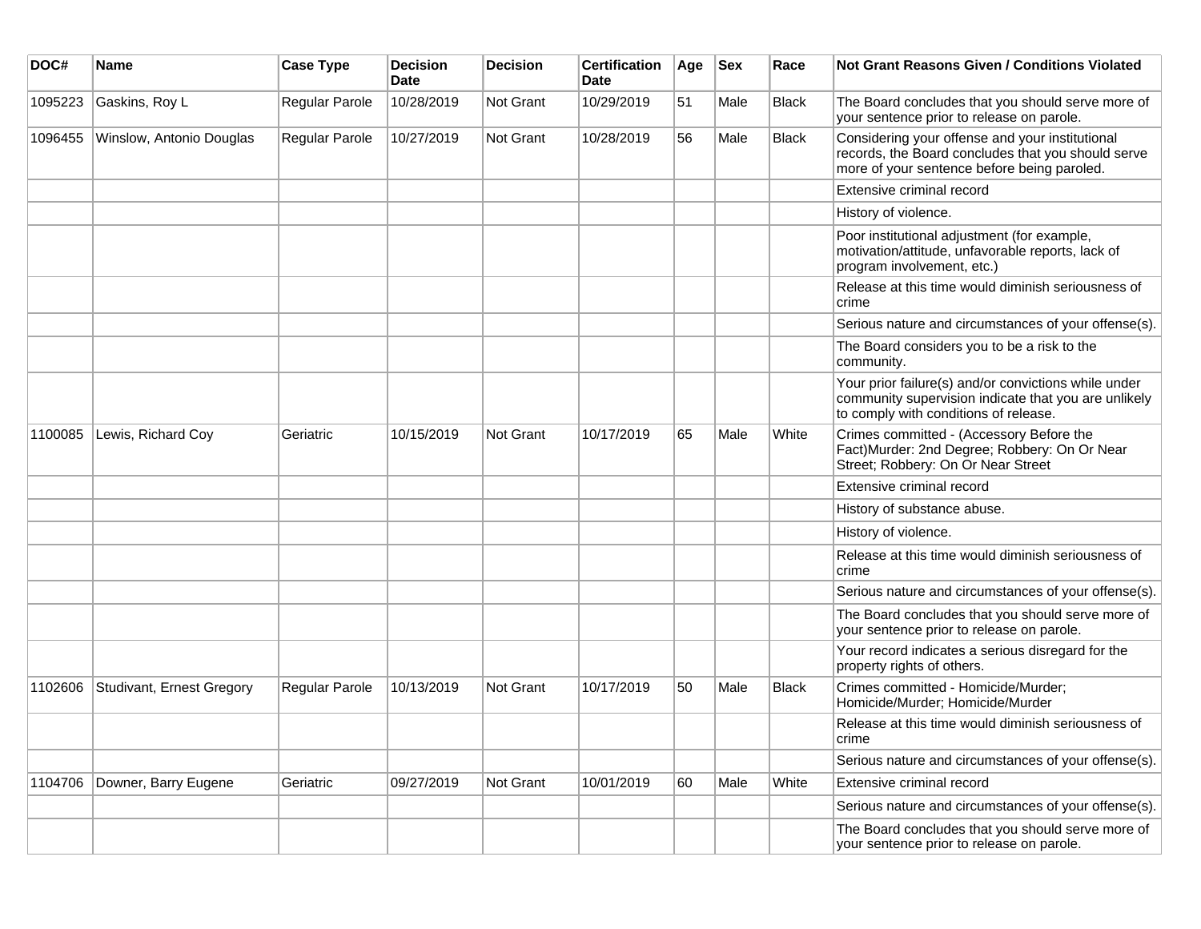| DOC# | Name | Case Type | Decision Date | Decision | Certification Date | Age | Sex | Race | Not Grant Reasons Given / Conditions Violated |
|---|---|---|---|---|---|---|---|---|---|
| 1095223 | Gaskins, Roy L | Regular Parole | 10/28/2019 | Not Grant | 10/29/2019 | 51 | Male | Black | The Board concludes that you should serve more of your sentence prior to release on parole. |
| 1096455 | Winslow, Antonio Douglas | Regular Parole | 10/27/2019 | Not Grant | 10/28/2019 | 56 | Male | Black | Considering your offense and your institutional records, the Board concludes that you should serve more of your sentence before being paroled. |
| | | | | | | | | | Extensive criminal record |
| | | | | | | | | | History of violence. |
| | | | | | | | | | Poor institutional adjustment (for example, motivation/attitude, unfavorable reports, lack of program involvement, etc.) |
| | | | | | | | | | Release at this time would diminish seriousness of crime |
| | | | | | | | | | Serious nature and circumstances of your offense(s). |
| | | | | | | | | | The Board considers you to be a risk to the community. |
| | | | | | | | | | Your prior failure(s) and/or convictions while under community supervision indicate that you are unlikely to comply with conditions of release. |
| 1100085 | Lewis, Richard Coy | Geriatric | 10/15/2019 | Not Grant | 10/17/2019 | 65 | Male | White | Crimes committed - (Accessory Before the Fact)Murder: 2nd Degree; Robbery: On Or Near Street; Robbery: On Or Near Street |
| | | | | | | | | | Extensive criminal record |
| | | | | | | | | | History of substance abuse. |
| | | | | | | | | | History of violence. |
| | | | | | | | | | Release at this time would diminish seriousness of crime |
| | | | | | | | | | Serious nature and circumstances of your offense(s). |
| | | | | | | | | | The Board concludes that you should serve more of your sentence prior to release on parole. |
| | | | | | | | | | Your record indicates a serious disregard for the property rights of others. |
| 1102606 | Studivant, Ernest Gregory | Regular Parole | 10/13/2019 | Not Grant | 10/17/2019 | 50 | Male | Black | Crimes committed - Homicide/Murder; Homicide/Murder; Homicide/Murder |
| | | | | | | | | | Release at this time would diminish seriousness of crime |
| | | | | | | | | | Serious nature and circumstances of your offense(s). |
| 1104706 | Downer, Barry Eugene | Geriatric | 09/27/2019 | Not Grant | 10/01/2019 | 60 | Male | White | Extensive criminal record |
| | | | | | | | | | Serious nature and circumstances of your offense(s). |
| | | | | | | | | | The Board concludes that you should serve more of your sentence prior to release on parole. |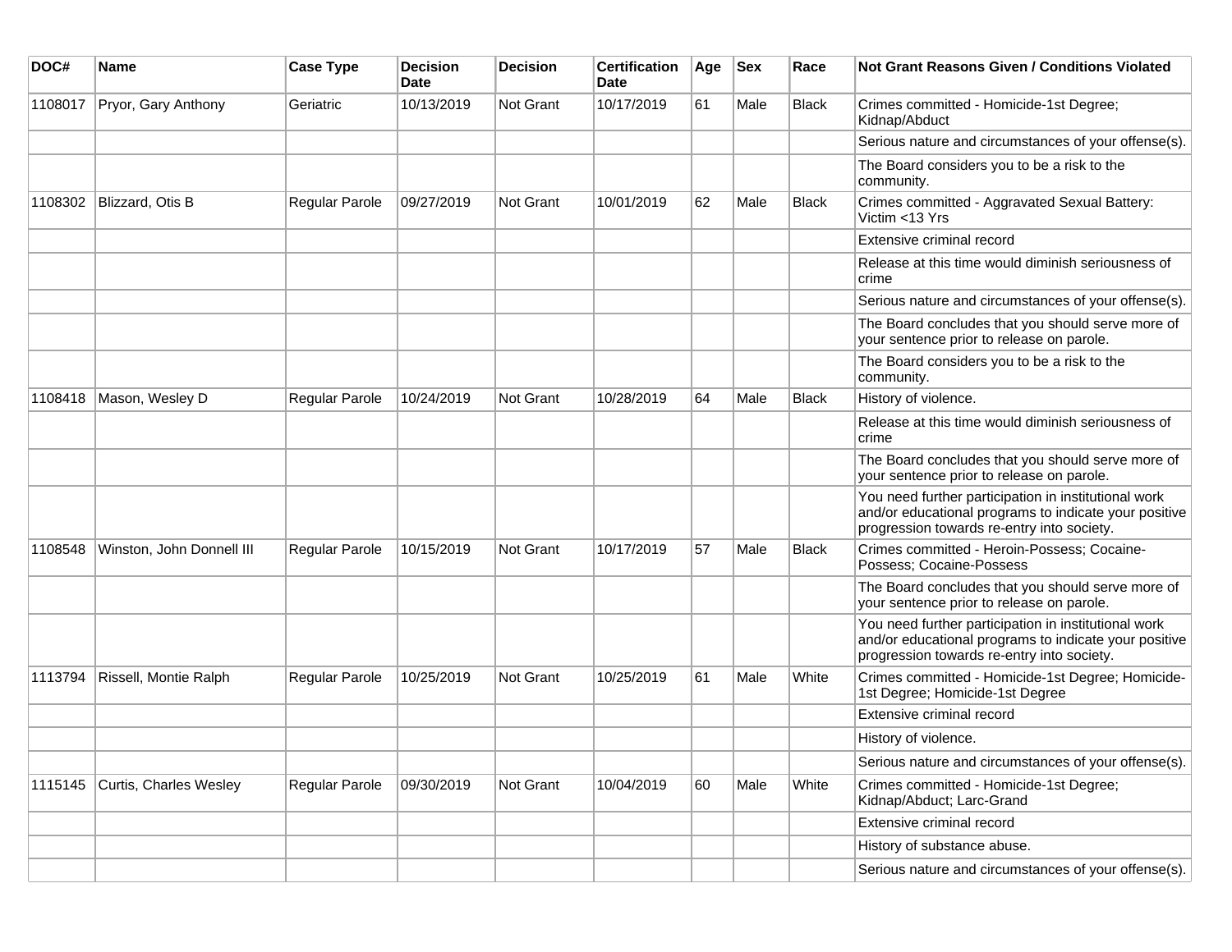| DOC# | Name | Case Type | Decision Date | Decision | Certification Date | Age | Sex | Race | Not Grant Reasons Given / Conditions Violated |
|---|---|---|---|---|---|---|---|---|---|
| 1108017 | Pryor, Gary Anthony | Geriatric | 10/13/2019 | Not Grant | 10/17/2019 | 61 | Male | Black | Crimes committed - Homicide-1st Degree; Kidnap/Abduct |
| | | | | | | | | | Serious nature and circumstances of your offense(s). |
| | | | | | | | | | The Board considers you to be a risk to the community. |
| 1108302 | Blizzard, Otis B | Regular Parole | 09/27/2019 | Not Grant | 10/01/2019 | 62 | Male | Black | Crimes committed - Aggravated Sexual Battery: Victim <13 Yrs |
| | | | | | | | | | Extensive criminal record |
| | | | | | | | | | Release at this time would diminish seriousness of crime |
| | | | | | | | | | Serious nature and circumstances of your offense(s). |
| | | | | | | | | | The Board concludes that you should serve more of your sentence prior to release on parole. |
| | | | | | | | | | The Board considers you to be a risk to the community. |
| 1108418 | Mason, Wesley D | Regular Parole | 10/24/2019 | Not Grant | 10/28/2019 | 64 | Male | Black | History of violence. |
| | | | | | | | | | Release at this time would diminish seriousness of crime |
| | | | | | | | | | The Board concludes that you should serve more of your sentence prior to release on parole. |
| | | | | | | | | | You need further participation in institutional work and/or educational programs to indicate your positive progression towards re-entry into society. |
| 1108548 | Winston, John Donnell III | Regular Parole | 10/15/2019 | Not Grant | 10/17/2019 | 57 | Male | Black | Crimes committed - Heroin-Possess; Cocaine-Possess; Cocaine-Possess |
| | | | | | | | | | The Board concludes that you should serve more of your sentence prior to release on parole. |
| | | | | | | | | | You need further participation in institutional work and/or educational programs to indicate your positive progression towards re-entry into society. |
| 1113794 | Rissell, Montie Ralph | Regular Parole | 10/25/2019 | Not Grant | 10/25/2019 | 61 | Male | White | Crimes committed - Homicide-1st Degree; Homicide-1st Degree; Homicide-1st Degree |
| | | | | | | | | | Extensive criminal record |
| | | | | | | | | | History of violence. |
| | | | | | | | | | Serious nature and circumstances of your offense(s). |
| 1115145 | Curtis, Charles Wesley | Regular Parole | 09/30/2019 | Not Grant | 10/04/2019 | 60 | Male | White | Crimes committed - Homicide-1st Degree; Kidnap/Abduct; Larc-Grand |
| | | | | | | | | | Extensive criminal record |
| | | | | | | | | | History of substance abuse. |
| | | | | | | | | | Serious nature and circumstances of your offense(s). |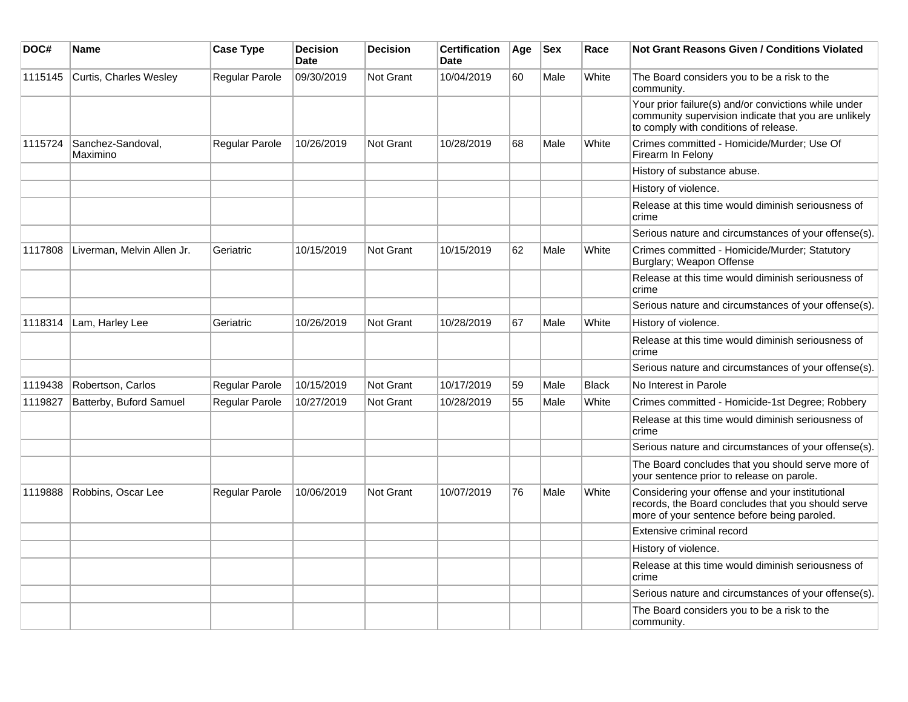| DOC# | Name | Case Type | Decision Date | Decision | Certification Date | Age | Sex | Race | Not Grant Reasons Given / Conditions Violated |
|---|---|---|---|---|---|---|---|---|---|
| 1115145 | Curtis, Charles Wesley | Regular Parole | 09/30/2019 | Not Grant | 10/04/2019 | 60 | Male | White | The Board considers you to be a risk to the community. |
| | | | | | | | | | Your prior failure(s) and/or convictions while under community supervision indicate that you are unlikely to comply with conditions of release. |
| 1115724 | Sanchez-Sandoval, Maximino | Regular Parole | 10/26/2019 | Not Grant | 10/28/2019 | 68 | Male | White | Crimes committed - Homicide/Murder; Use Of Firearm In Felony |
| | | | | | | | | | History of substance abuse. |
| | | | | | | | | | History of violence. |
| | | | | | | | | | Release at this time would diminish seriousness of crime |
| | | | | | | | | | Serious nature and circumstances of your offense(s). |
| 1117808 | Liverman, Melvin Allen Jr. | Geriatric | 10/15/2019 | Not Grant | 10/15/2019 | 62 | Male | White | Crimes committed - Homicide/Murder; Statutory Burglary; Weapon Offense |
| | | | | | | | | | Release at this time would diminish seriousness of crime |
| | | | | | | | | | Serious nature and circumstances of your offense(s). |
| 1118314 | Lam, Harley Lee | Geriatric | 10/26/2019 | Not Grant | 10/28/2019 | 67 | Male | White | History of violence. |
| | | | | | | | | | Release at this time would diminish seriousness of crime |
| | | | | | | | | | Serious nature and circumstances of your offense(s). |
| 1119438 | Robertson, Carlos | Regular Parole | 10/15/2019 | Not Grant | 10/17/2019 | 59 | Male | Black | No Interest in Parole |
| 1119827 | Batterby, Buford Samuel | Regular Parole | 10/27/2019 | Not Grant | 10/28/2019 | 55 | Male | White | Crimes committed - Homicide-1st Degree; Robbery |
| | | | | | | | | | Release at this time would diminish seriousness of crime |
| | | | | | | | | | Serious nature and circumstances of your offense(s). |
| | | | | | | | | | The Board concludes that you should serve more of your sentence prior to release on parole. |
| 1119888 | Robbins, Oscar Lee | Regular Parole | 10/06/2019 | Not Grant | 10/07/2019 | 76 | Male | White | Considering your offense and your institutional records, the Board concludes that you should serve more of your sentence before being paroled. |
| | | | | | | | | | Extensive criminal record |
| | | | | | | | | | History of violence. |
| | | | | | | | | | Release at this time would diminish seriousness of crime |
| | | | | | | | | | Serious nature and circumstances of your offense(s). |
| | | | | | | | | | The Board considers you to be a risk to the community. |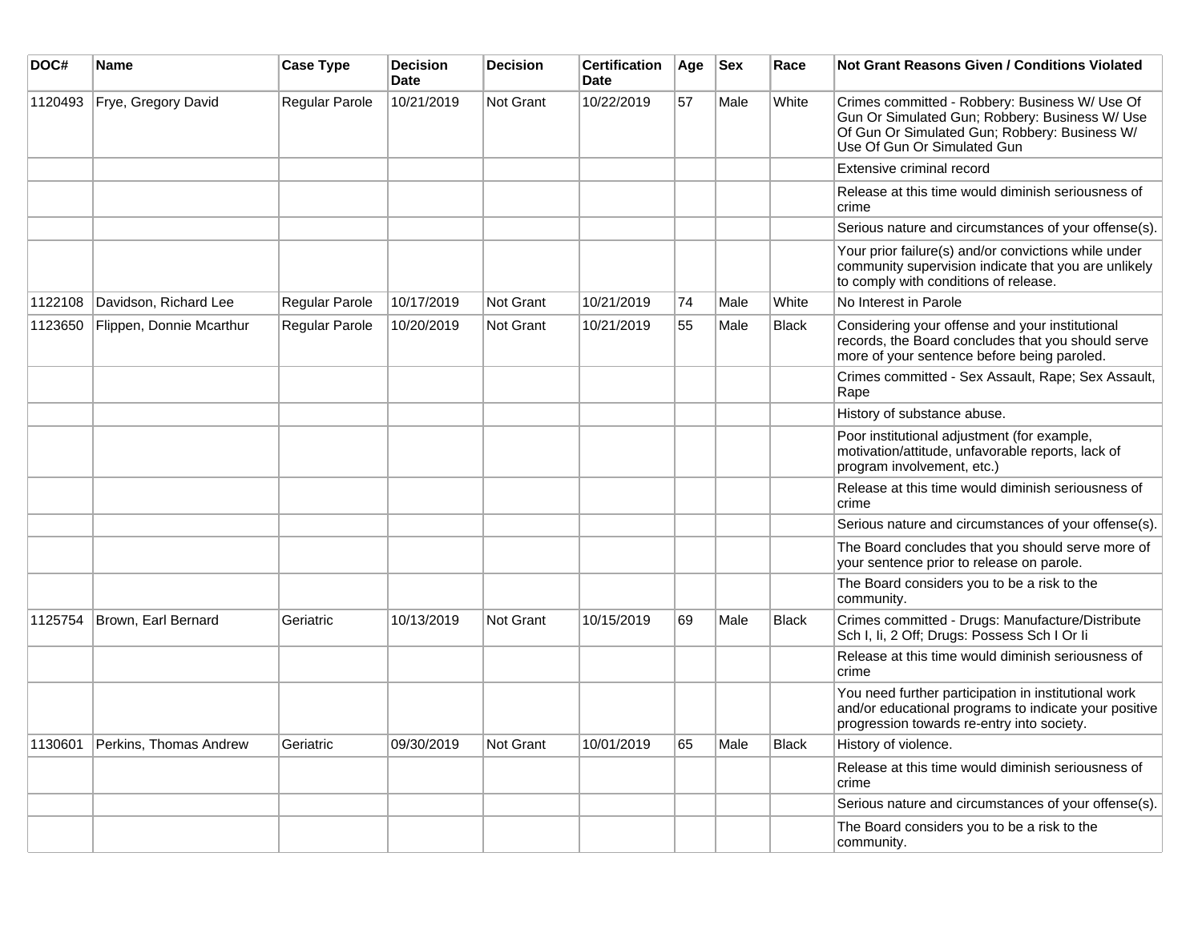| DOC# | Name | Case Type | Decision Date | Decision | Certification Date | Age | Sex | Race | Not Grant Reasons Given / Conditions Violated |
|---|---|---|---|---|---|---|---|---|---|
| 1120493 | Frye, Gregory David | Regular Parole | 10/21/2019 | Not Grant | 10/22/2019 | 57 | Male | White | Crimes committed - Robbery: Business W/ Use Of Gun Or Simulated Gun; Robbery: Business W/ Use Of Gun Or Simulated Gun; Robbery: Business W/ Use Of Gun Or Simulated Gun |
| | | | | | | | | | Extensive criminal record |
| | | | | | | | | | Release at this time would diminish seriousness of crime |
| | | | | | | | | | Serious nature and circumstances of your offense(s). |
| | | | | | | | | | Your prior failure(s) and/or convictions while under community supervision indicate that you are unlikely to comply with conditions of release. |
| 1122108 | Davidson, Richard Lee | Regular Parole | 10/17/2019 | Not Grant | 10/21/2019 | 74 | Male | White | No Interest in Parole |
| 1123650 | Flippen, Donnie Mcarthur | Regular Parole | 10/20/2019 | Not Grant | 10/21/2019 | 55 | Male | Black | Considering your offense and your institutional records, the Board concludes that you should serve more of your sentence before being paroled. |
| | | | | | | | | | Crimes committed - Sex Assault, Rape; Sex Assault, Rape |
| | | | | | | | | | History of substance abuse. |
| | | | | | | | | | Poor institutional adjustment (for example, motivation/attitude, unfavorable reports, lack of program involvement, etc.) |
| | | | | | | | | | Release at this time would diminish seriousness of crime |
| | | | | | | | | | Serious nature and circumstances of your offense(s). |
| | | | | | | | | | The Board concludes that you should serve more of your sentence prior to release on parole. |
| | | | | | | | | | The Board considers you to be a risk to the community. |
| 1125754 | Brown, Earl Bernard | Geriatric | 10/13/2019 | Not Grant | 10/15/2019 | 69 | Male | Black | Crimes committed - Drugs: Manufacture/Distribute Sch I, Ii, 2 Off; Drugs: Possess Sch I Or Ii |
| | | | | | | | | | Release at this time would diminish seriousness of crime |
| | | | | | | | | | You need further participation in institutional work and/or educational programs to indicate your positive progression towards re-entry into society. |
| 1130601 | Perkins, Thomas Andrew | Geriatric | 09/30/2019 | Not Grant | 10/01/2019 | 65 | Male | Black | History of violence. |
| | | | | | | | | | Release at this time would diminish seriousness of crime |
| | | | | | | | | | Serious nature and circumstances of your offense(s). |
| | | | | | | | | | The Board considers you to be a risk to the community. |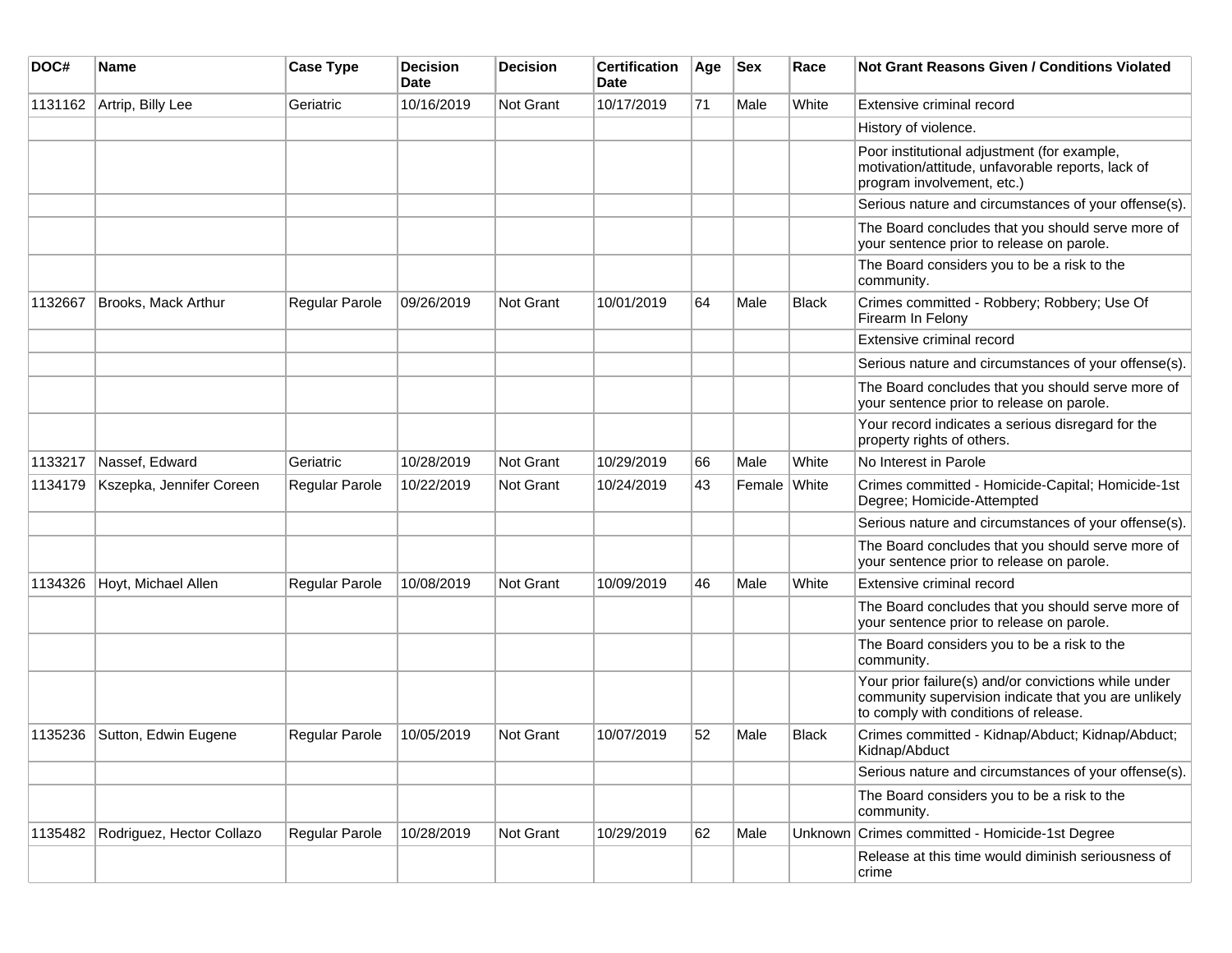| DOC# | Name | Case Type | Decision Date | Decision | Certification Date | Age | Sex | Race | Not Grant Reasons Given / Conditions Violated |
|---|---|---|---|---|---|---|---|---|---|
| 1131162 | Artrip, Billy Lee | Geriatric | 10/16/2019 | Not Grant | 10/17/2019 | 71 | Male | White | Extensive criminal record |
| | | | | | | | | | History of violence. |
| | | | | | | | | | Poor institutional adjustment (for example, motivation/attitude, unfavorable reports, lack of program involvement, etc.) |
| | | | | | | | | | Serious nature and circumstances of your offense(s). |
| | | | | | | | | | The Board concludes that you should serve more of your sentence prior to release on parole. |
| | | | | | | | | | The Board considers you to be a risk to the community. |
| 1132667 | Brooks, Mack Arthur | Regular Parole | 09/26/2019 | Not Grant | 10/01/2019 | 64 | Male | Black | Crimes committed - Robbery; Robbery; Use Of Firearm In Felony |
| | | | | | | | | | Extensive criminal record |
| | | | | | | | | | Serious nature and circumstances of your offense(s). |
| | | | | | | | | | The Board concludes that you should serve more of your sentence prior to release on parole. |
| | | | | | | | | | Your record indicates a serious disregard for the property rights of others. |
| 1133217 | Nassef, Edward | Geriatric | 10/28/2019 | Not Grant | 10/29/2019 | 66 | Male | White | No Interest in Parole |
| 1134179 | Kszepka, Jennifer Coreen | Regular Parole | 10/22/2019 | Not Grant | 10/24/2019 | 43 | Female | White | Crimes committed - Homicide-Capital; Homicide-1st Degree; Homicide-Attempted |
| | | | | | | | | | Serious nature and circumstances of your offense(s). |
| | | | | | | | | | The Board concludes that you should serve more of your sentence prior to release on parole. |
| 1134326 | Hoyt, Michael Allen | Regular Parole | 10/08/2019 | Not Grant | 10/09/2019 | 46 | Male | White | Extensive criminal record |
| | | | | | | | | | The Board concludes that you should serve more of your sentence prior to release on parole. |
| | | | | | | | | | The Board considers you to be a risk to the community. |
| | | | | | | | | | Your prior failure(s) and/or convictions while under community supervision indicate that you are unlikely to comply with conditions of release. |
| 1135236 | Sutton, Edwin Eugene | Regular Parole | 10/05/2019 | Not Grant | 10/07/2019 | 52 | Male | Black | Crimes committed - Kidnap/Abduct; Kidnap/Abduct; Kidnap/Abduct |
| | | | | | | | | | Serious nature and circumstances of your offense(s). |
| | | | | | | | | | The Board considers you to be a risk to the community. |
| 1135482 | Rodriguez, Hector Collazo | Regular Parole | 10/28/2019 | Not Grant | 10/29/2019 | 62 | Male | Unknown | Crimes committed - Homicide-1st Degree |
| | | | | | | | | | Release at this time would diminish seriousness of crime |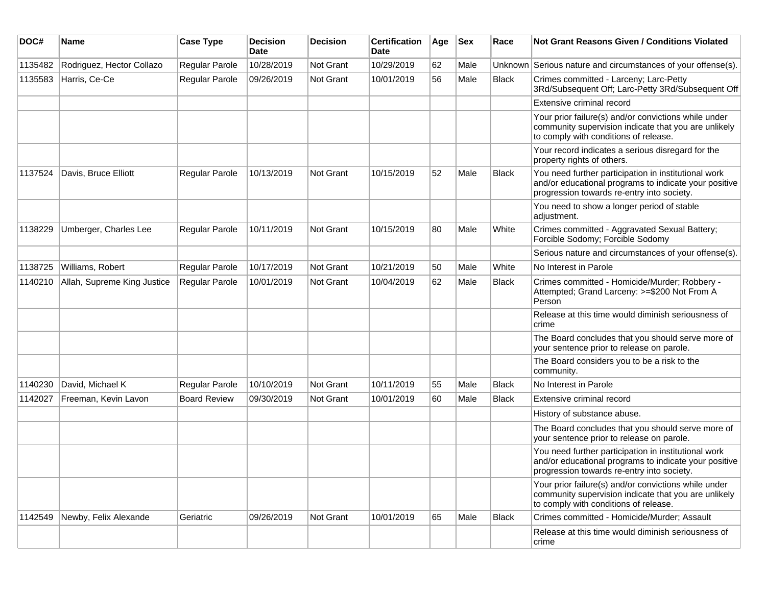| DOC# | Name | Case Type | Decision Date | Decision | Certification Date | Age | Sex | Race | Not Grant Reasons Given / Conditions Violated |
|---|---|---|---|---|---|---|---|---|---|
| 1135482 | Rodriguez, Hector Collazo | Regular Parole | 10/28/2019 | Not Grant | 10/29/2019 | 62 | Male | Unknown | Serious nature and circumstances of your offense(s). |
| 1135583 | Harris, Ce-Ce | Regular Parole | 09/26/2019 | Not Grant | 10/01/2019 | 56 | Male | Black | Crimes committed - Larceny; Larc-Petty 3Rd/Subsequent Off; Larc-Petty 3Rd/Subsequent Off |
| | | | | | | | | | Extensive criminal record |
| | | | | | | | | | Your prior failure(s) and/or convictions while under community supervision indicate that you are unlikely to comply with conditions of release. |
| | | | | | | | | | Your record indicates a serious disregard for the property rights of others. |
| 1137524 | Davis, Bruce Elliott | Regular Parole | 10/13/2019 | Not Grant | 10/15/2019 | 52 | Male | Black | You need further participation in institutional work and/or educational programs to indicate your positive progression towards re-entry into society. |
| | | | | | | | | | You need to show a longer period of stable adjustment. |
| 1138229 | Umberger, Charles Lee | Regular Parole | 10/11/2019 | Not Grant | 10/15/2019 | 80 | Male | White | Crimes committed - Aggravated Sexual Battery; Forcible Sodomy; Forcible Sodomy |
| | | | | | | | | | Serious nature and circumstances of your offense(s). |
| 1138725 | Williams, Robert | Regular Parole | 10/17/2019 | Not Grant | 10/21/2019 | 50 | Male | White | No Interest in Parole |
| 1140210 | Allah, Supreme King Justice | Regular Parole | 10/01/2019 | Not Grant | 10/04/2019 | 62 | Male | Black | Crimes committed - Homicide/Murder; Robbery - Attempted; Grand Larceny: >=$200 Not From A Person |
| | | | | | | | | | Release at this time would diminish seriousness of crime |
| | | | | | | | | | The Board concludes that you should serve more of your sentence prior to release on parole. |
| | | | | | | | | | The Board considers you to be a risk to the community. |
| 1140230 | David, Michael K | Regular Parole | 10/10/2019 | Not Grant | 10/11/2019 | 55 | Male | Black | No Interest in Parole |
| 1142027 | Freeman, Kevin Lavon | Board Review | 09/30/2019 | Not Grant | 10/01/2019 | 60 | Male | Black | Extensive criminal record |
| | | | | | | | | | History of substance abuse. |
| | | | | | | | | | The Board concludes that you should serve more of your sentence prior to release on parole. |
| | | | | | | | | | You need further participation in institutional work and/or educational programs to indicate your positive progression towards re-entry into society. |
| | | | | | | | | | Your prior failure(s) and/or convictions while under community supervision indicate that you are unlikely to comply with conditions of release. |
| 1142549 | Newby, Felix Alexande | Geriatric | 09/26/2019 | Not Grant | 10/01/2019 | 65 | Male | Black | Crimes committed - Homicide/Murder; Assault |
| | | | | | | | | | Release at this time would diminish seriousness of crime |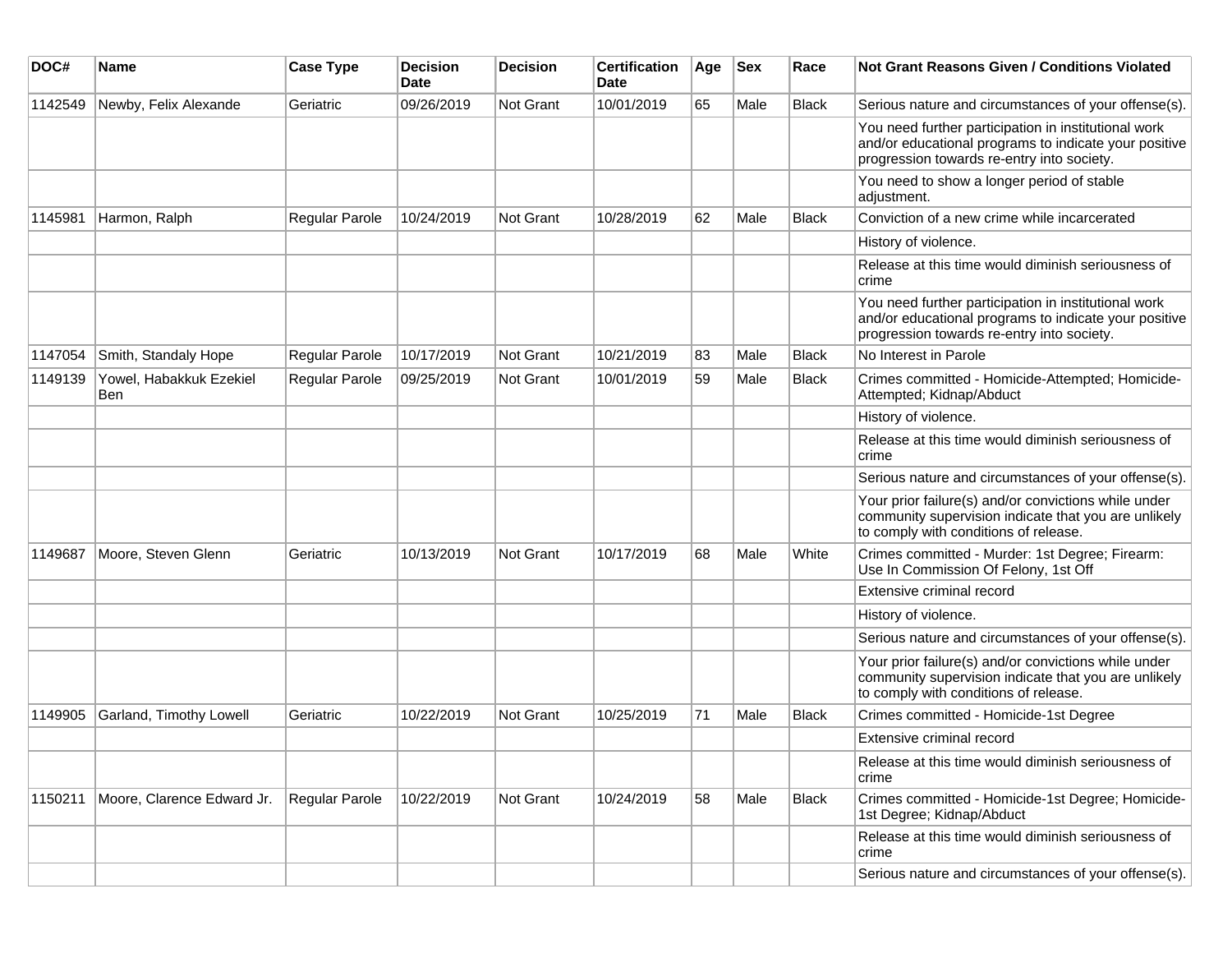| DOC# | Name | Case Type | Decision Date | Decision | Certification Date | Age | Sex | Race | Not Grant Reasons Given / Conditions Violated |
|---|---|---|---|---|---|---|---|---|---|
| 1142549 | Newby, Felix Alexande | Geriatric | 09/26/2019 | Not Grant | 10/01/2019 | 65 | Male | Black | Serious nature and circumstances of your offense(s). |
| | | | | | | | | | You need further participation in institutional work and/or educational programs to indicate your positive progression towards re-entry into society. |
| | | | | | | | | | You need to show a longer period of stable adjustment. |
| 1145981 | Harmon, Ralph | Regular Parole | 10/24/2019 | Not Grant | 10/28/2019 | 62 | Male | Black | Conviction of a new crime while incarcerated |
| | | | | | | | | | History of violence. |
| | | | | | | | | | Release at this time would diminish seriousness of crime |
| | | | | | | | | | You need further participation in institutional work and/or educational programs to indicate your positive progression towards re-entry into society. |
| 1147054 | Smith, Standaly Hope | Regular Parole | 10/17/2019 | Not Grant | 10/21/2019 | 83 | Male | Black | No Interest in Parole |
| 1149139 | Yowel, Habakkuk Ezekiel Ben | Regular Parole | 09/25/2019 | Not Grant | 10/01/2019 | 59 | Male | Black | Crimes committed - Homicide-Attempted; Homicide-Attempted; Kidnap/Abduct |
| | | | | | | | | | History of violence. |
| | | | | | | | | | Release at this time would diminish seriousness of crime |
| | | | | | | | | | Serious nature and circumstances of your offense(s). |
| | | | | | | | | | Your prior failure(s) and/or convictions while under community supervision indicate that you are unlikely to comply with conditions of release. |
| 1149687 | Moore, Steven Glenn | Geriatric | 10/13/2019 | Not Grant | 10/17/2019 | 68 | Male | White | Crimes committed - Murder: 1st Degree; Firearm: Use In Commission Of Felony, 1st Off |
| | | | | | | | | | Extensive criminal record |
| | | | | | | | | | History of violence. |
| | | | | | | | | | Serious nature and circumstances of your offense(s). |
| | | | | | | | | | Your prior failure(s) and/or convictions while under community supervision indicate that you are unlikely to comply with conditions of release. |
| 1149905 | Garland, Timothy Lowell | Geriatric | 10/22/2019 | Not Grant | 10/25/2019 | 71 | Male | Black | Crimes committed - Homicide-1st Degree |
| | | | | | | | | | Extensive criminal record |
| | | | | | | | | | Release at this time would diminish seriousness of crime |
| 1150211 | Moore, Clarence Edward Jr. | Regular Parole | 10/22/2019 | Not Grant | 10/24/2019 | 58 | Male | Black | Crimes committed - Homicide-1st Degree; Homicide-1st Degree; Kidnap/Abduct |
| | | | | | | | | | Release at this time would diminish seriousness of crime |
| | | | | | | | | | Serious nature and circumstances of your offense(s). |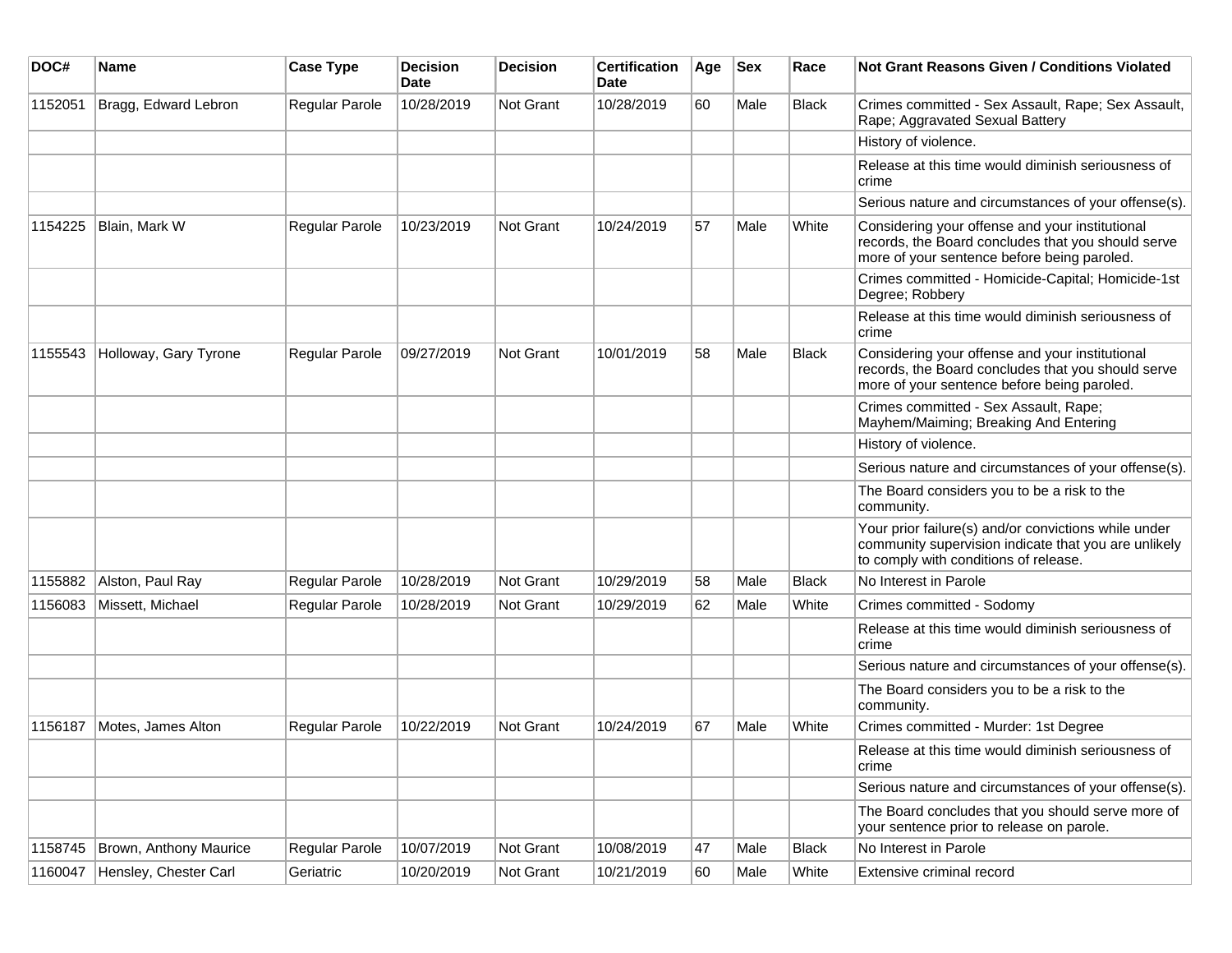| DOC# | Name | Case Type | Decision Date | Decision | Certification Date | Age | Sex | Race | Not Grant Reasons Given / Conditions Violated |
|---|---|---|---|---|---|---|---|---|---|
| 1152051 | Bragg, Edward Lebron | Regular Parole | 10/28/2019 | Not Grant | 10/28/2019 | 60 | Male | Black | Crimes committed - Sex Assault, Rape; Sex Assault, Rape; Aggravated Sexual Battery |
| | | | | | | | | | History of violence. |
| | | | | | | | | | Release at this time would diminish seriousness of crime |
| | | | | | | | | | Serious nature and circumstances of your offense(s). |
| 1154225 | Blain, Mark W | Regular Parole | 10/23/2019 | Not Grant | 10/24/2019 | 57 | Male | White | Considering your offense and your institutional records, the Board concludes that you should serve more of your sentence before being paroled. |
| | | | | | | | | | Crimes committed - Homicide-Capital; Homicide-1st Degree; Robbery |
| | | | | | | | | | Release at this time would diminish seriousness of crime |
| 1155543 | Holloway, Gary Tyrone | Regular Parole | 09/27/2019 | Not Grant | 10/01/2019 | 58 | Male | Black | Considering your offense and your institutional records, the Board concludes that you should serve more of your sentence before being paroled. |
| | | | | | | | | | Crimes committed - Sex Assault, Rape; Mayhem/Maiming; Breaking And Entering |
| | | | | | | | | | History of violence. |
| | | | | | | | | | Serious nature and circumstances of your offense(s). |
| | | | | | | | | | The Board considers you to be a risk to the community. |
| | | | | | | | | | Your prior failure(s) and/or convictions while under community supervision indicate that you are unlikely to comply with conditions of release. |
| 1155882 | Alston, Paul Ray | Regular Parole | 10/28/2019 | Not Grant | 10/29/2019 | 58 | Male | Black | No Interest in Parole |
| 1156083 | Missett, Michael | Regular Parole | 10/28/2019 | Not Grant | 10/29/2019 | 62 | Male | White | Crimes committed - Sodomy |
| | | | | | | | | | Release at this time would diminish seriousness of crime |
| | | | | | | | | | Serious nature and circumstances of your offense(s). |
| | | | | | | | | | The Board considers you to be a risk to the community. |
| 1156187 | Motes, James Alton | Regular Parole | 10/22/2019 | Not Grant | 10/24/2019 | 67 | Male | White | Crimes committed - Murder: 1st Degree |
| | | | | | | | | | Release at this time would diminish seriousness of crime |
| | | | | | | | | | Serious nature and circumstances of your offense(s). |
| | | | | | | | | | The Board concludes that you should serve more of your sentence prior to release on parole. |
| 1158745 | Brown, Anthony Maurice | Regular Parole | 10/07/2019 | Not Grant | 10/08/2019 | 47 | Male | Black | No Interest in Parole |
| 1160047 | Hensley, Chester Carl | Geriatric | 10/20/2019 | Not Grant | 10/21/2019 | 60 | Male | White | Extensive criminal record |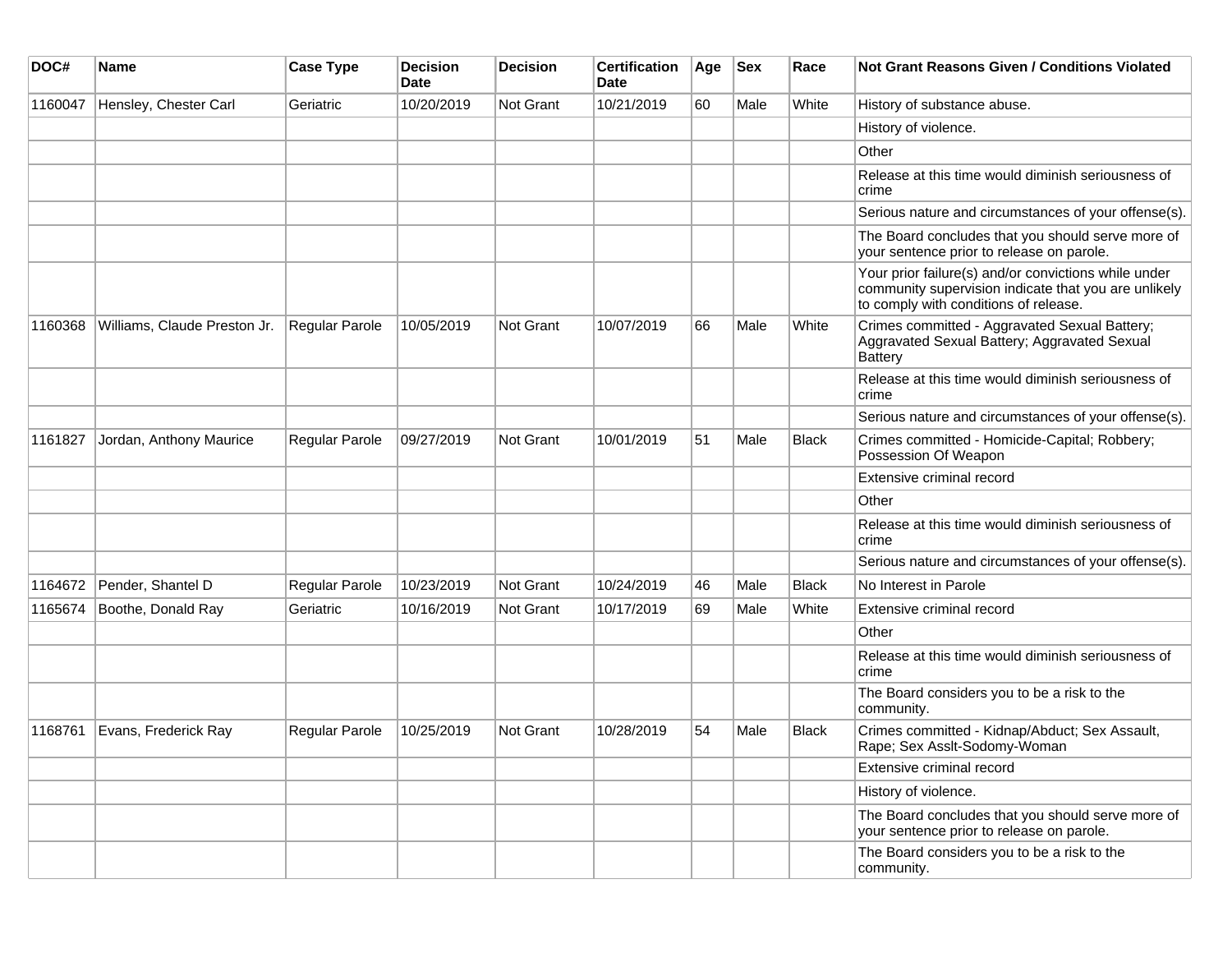| DOC# | Name | Case Type | Decision Date | Decision | Certification Date | Age | Sex | Race | Not Grant Reasons Given / Conditions Violated |
|---|---|---|---|---|---|---|---|---|---|
| 1160047 | Hensley, Chester Carl | Geriatric | 10/20/2019 | Not Grant | 10/21/2019 | 60 | Male | White | History of substance abuse. |
| | | | | | | | | | History of violence. |
| | | | | | | | | | Other |
| | | | | | | | | | Release at this time would diminish seriousness of crime |
| | | | | | | | | | Serious nature and circumstances of your offense(s). |
| | | | | | | | | | The Board concludes that you should serve more of your sentence prior to release on parole. |
| | | | | | | | | | Your prior failure(s) and/or convictions while under community supervision indicate that you are unlikely to comply with conditions of release. |
| 1160368 | Williams, Claude Preston Jr. | Regular Parole | 10/05/2019 | Not Grant | 10/07/2019 | 66 | Male | White | Crimes committed - Aggravated Sexual Battery; Aggravated Sexual Battery; Aggravated Sexual Battery |
| | | | | | | | | | Release at this time would diminish seriousness of crime |
| | | | | | | | | | Serious nature and circumstances of your offense(s). |
| 1161827 | Jordan, Anthony Maurice | Regular Parole | 09/27/2019 | Not Grant | 10/01/2019 | 51 | Male | Black | Crimes committed - Homicide-Capital; Robbery; Possession Of Weapon |
| | | | | | | | | | Extensive criminal record |
| | | | | | | | | | Other |
| | | | | | | | | | Release at this time would diminish seriousness of crime |
| | | | | | | | | | Serious nature and circumstances of your offense(s). |
| 1164672 | Pender, Shantel D | Regular Parole | 10/23/2019 | Not Grant | 10/24/2019 | 46 | Male | Black | No Interest in Parole |
| 1165674 | Boothe, Donald Ray | Geriatric | 10/16/2019 | Not Grant | 10/17/2019 | 69 | Male | White | Extensive criminal record |
| | | | | | | | | | Other |
| | | | | | | | | | Release at this time would diminish seriousness of crime |
| | | | | | | | | | The Board considers you to be a risk to the community. |
| 1168761 | Evans, Frederick Ray | Regular Parole | 10/25/2019 | Not Grant | 10/28/2019 | 54 | Male | Black | Crimes committed - Kidnap/Abduct; Sex Assault, Rape; Sex Asslt-Sodomy-Woman |
| | | | | | | | | | Extensive criminal record |
| | | | | | | | | | History of violence. |
| | | | | | | | | | The Board concludes that you should serve more of your sentence prior to release on parole. |
| | | | | | | | | | The Board considers you to be a risk to the community. |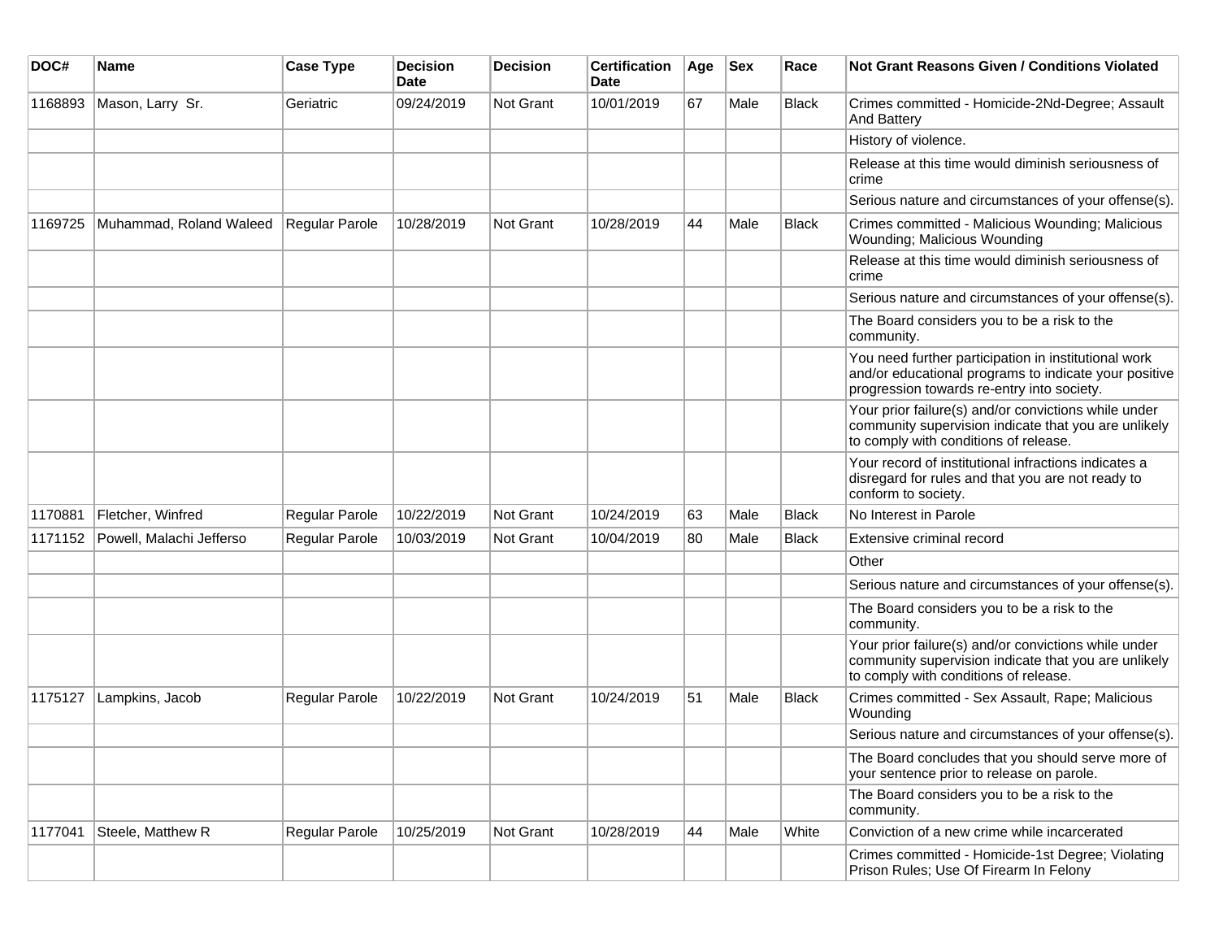| DOC# | Name | Case Type | Decision Date | Decision | Certification Date | Age | Sex | Race | Not Grant Reasons Given / Conditions Violated |
|---|---|---|---|---|---|---|---|---|---|
| 1168893 | Mason, Larry Sr. | Geriatric | 09/24/2019 | Not Grant | 10/01/2019 | 67 | Male | Black | Crimes committed - Homicide-2Nd-Degree; Assault And Battery |
| | | | | | | | | | History of violence. |
| | | | | | | | | | Release at this time would diminish seriousness of crime |
| | | | | | | | | | Serious nature and circumstances of your offense(s). |
| 1169725 | Muhammad, Roland Waleed | Regular Parole | 10/28/2019 | Not Grant | 10/28/2019 | 44 | Male | Black | Crimes committed - Malicious Wounding; Malicious Wounding; Malicious Wounding |
| | | | | | | | | | Release at this time would diminish seriousness of crime |
| | | | | | | | | | Serious nature and circumstances of your offense(s). |
| | | | | | | | | | The Board considers you to be a risk to the community. |
| | | | | | | | | | You need further participation in institutional work and/or educational programs to indicate your positive progression towards re-entry into society. |
| | | | | | | | | | Your prior failure(s) and/or convictions while under community supervision indicate that you are unlikely to comply with conditions of release. |
| | | | | | | | | | Your record of institutional infractions indicates a disregard for rules and that you are not ready to conform to society. |
| 1170881 | Fletcher, Winfred | Regular Parole | 10/22/2019 | Not Grant | 10/24/2019 | 63 | Male | Black | No Interest in Parole |
| 1171152 | Powell, Malachi Jefferso | Regular Parole | 10/03/2019 | Not Grant | 10/04/2019 | 80 | Male | Black | Extensive criminal record |
| | | | | | | | | | Other |
| | | | | | | | | | Serious nature and circumstances of your offense(s). |
| | | | | | | | | | The Board considers you to be a risk to the community. |
| | | | | | | | | | Your prior failure(s) and/or convictions while under community supervision indicate that you are unlikely to comply with conditions of release. |
| 1175127 | Lampkins, Jacob | Regular Parole | 10/22/2019 | Not Grant | 10/24/2019 | 51 | Male | Black | Crimes committed - Sex Assault, Rape; Malicious Wounding |
| | | | | | | | | | Serious nature and circumstances of your offense(s). |
| | | | | | | | | | The Board concludes that you should serve more of your sentence prior to release on parole. |
| | | | | | | | | | The Board considers you to be a risk to the community. |
| 1177041 | Steele, Matthew R | Regular Parole | 10/25/2019 | Not Grant | 10/28/2019 | 44 | Male | White | Conviction of a new crime while incarcerated |
| | | | | | | | | | Crimes committed - Homicide-1st Degree; Violating Prison Rules; Use Of Firearm In Felony |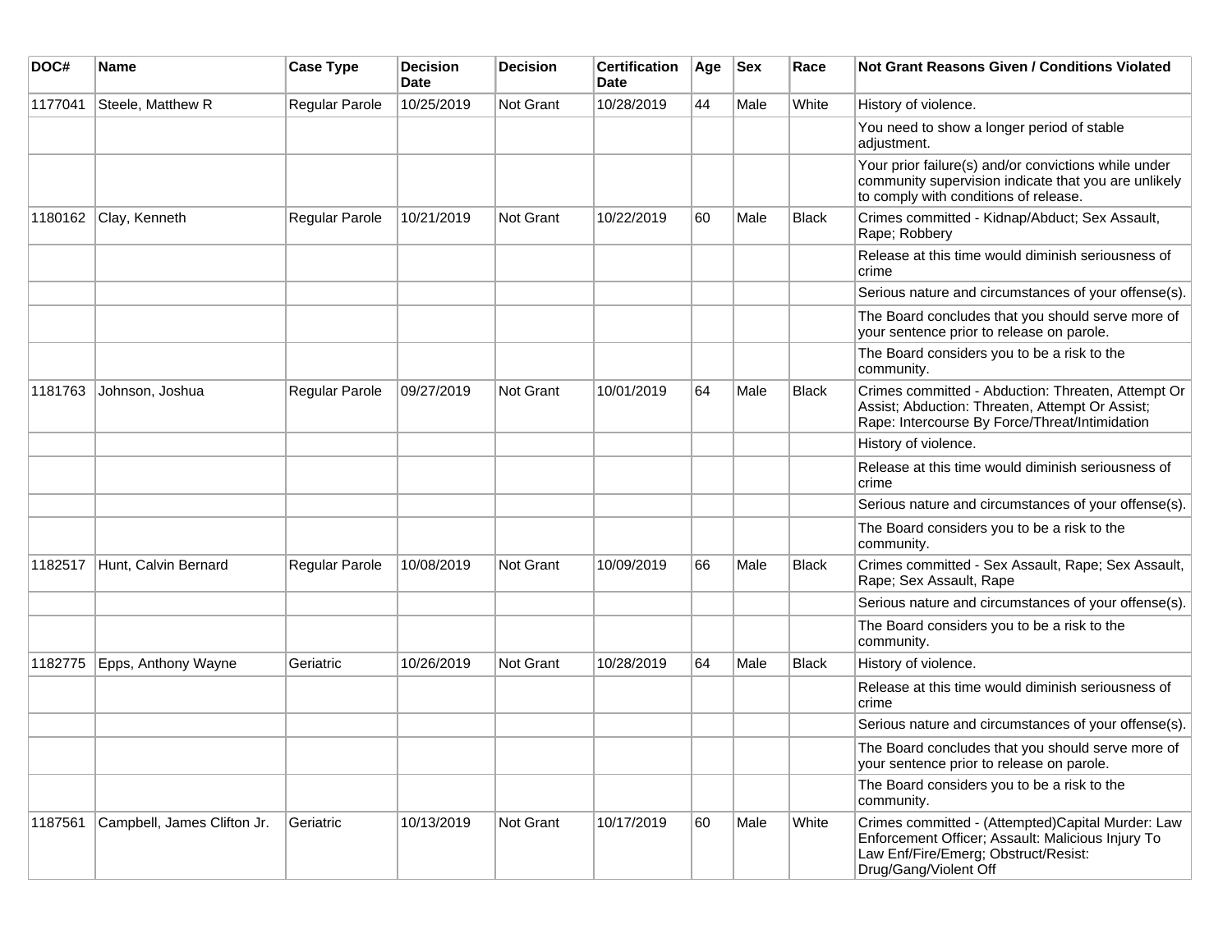| DOC# | Name | Case Type | Decision Date | Decision | Certification Date | Age | Sex | Race | Not Grant Reasons Given / Conditions Violated |
|---|---|---|---|---|---|---|---|---|---|
| 1177041 | Steele, Matthew R | Regular Parole | 10/25/2019 | Not Grant | 10/28/2019 | 44 | Male | White | History of violence. |
| | | | | | | | | | You need to show a longer period of stable adjustment. |
| | | | | | | | | | Your prior failure(s) and/or convictions while under community supervision indicate that you are unlikely to comply with conditions of release. |
| 1180162 | Clay, Kenneth | Regular Parole | 10/21/2019 | Not Grant | 10/22/2019 | 60 | Male | Black | Crimes committed - Kidnap/Abduct; Sex Assault, Rape; Robbery |
| | | | | | | | | | Release at this time would diminish seriousness of crime |
| | | | | | | | | | Serious nature and circumstances of your offense(s). |
| | | | | | | | | | The Board concludes that you should serve more of your sentence prior to release on parole. |
| | | | | | | | | | The Board considers you to be a risk to the community. |
| 1181763 | Johnson, Joshua | Regular Parole | 09/27/2019 | Not Grant | 10/01/2019 | 64 | Male | Black | Crimes committed - Abduction: Threaten, Attempt Or Assist; Abduction: Threaten, Attempt Or Assist; Rape: Intercourse By Force/Threat/Intimidation |
| | | | | | | | | | History of violence. |
| | | | | | | | | | Release at this time would diminish seriousness of crime |
| | | | | | | | | | Serious nature and circumstances of your offense(s). |
| | | | | | | | | | The Board considers you to be a risk to the community. |
| 1182517 | Hunt, Calvin Bernard | Regular Parole | 10/08/2019 | Not Grant | 10/09/2019 | 66 | Male | Black | Crimes committed - Sex Assault, Rape; Sex Assault, Rape; Sex Assault, Rape |
| | | | | | | | | | Serious nature and circumstances of your offense(s). |
| | | | | | | | | | The Board considers you to be a risk to the community. |
| 1182775 | Epps, Anthony Wayne | Geriatric | 10/26/2019 | Not Grant | 10/28/2019 | 64 | Male | Black | History of violence. |
| | | | | | | | | | Release at this time would diminish seriousness of crime |
| | | | | | | | | | Serious nature and circumstances of your offense(s). |
| | | | | | | | | | The Board concludes that you should serve more of your sentence prior to release on parole. |
| | | | | | | | | | The Board considers you to be a risk to the community. |
| 1187561 | Campbell, James Clifton Jr. | Geriatric | 10/13/2019 | Not Grant | 10/17/2019 | 60 | Male | White | Crimes committed - (Attempted)Capital Murder: Law Enforcement Officer; Assault: Malicious Injury To Law Enf/Fire/Emerg; Obstruct/Resist: Drug/Gang/Violent Off |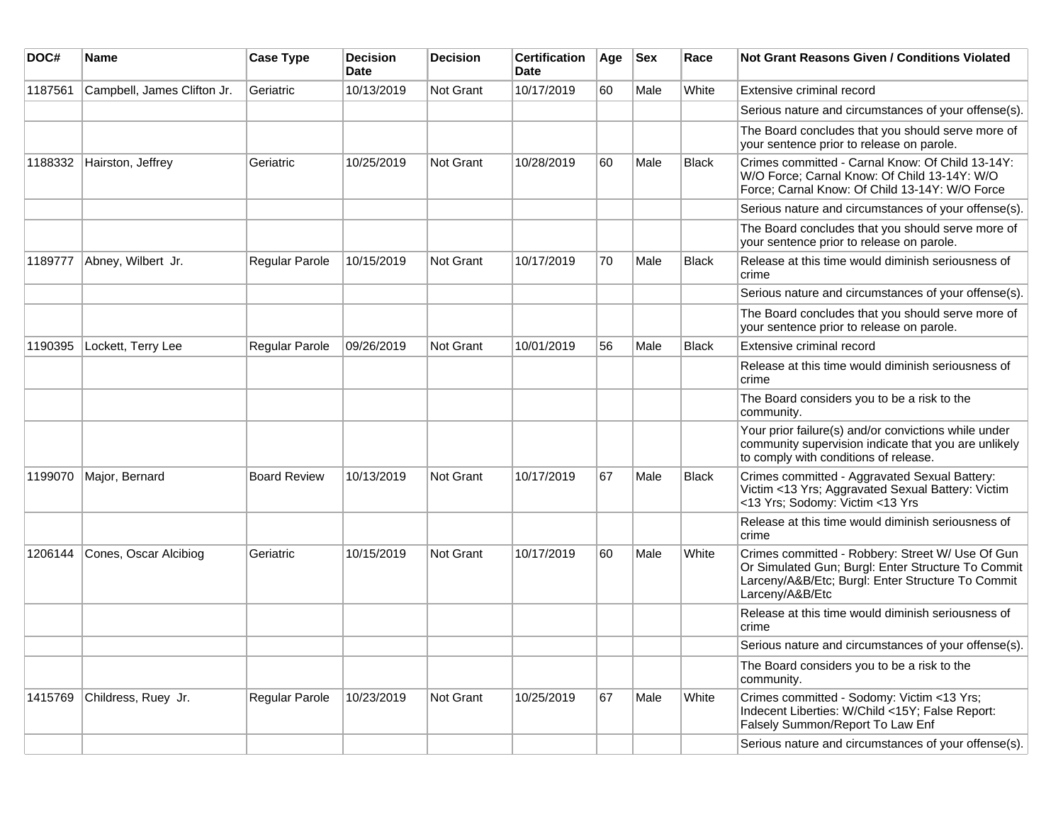| DOC# | Name | Case Type | Decision Date | Decision | Certification Date | Age | Sex | Race | Not Grant Reasons Given / Conditions Violated |
|---|---|---|---|---|---|---|---|---|---|
| 1187561 | Campbell, James Clifton Jr. | Geriatric | 10/13/2019 | Not Grant | 10/17/2019 | 60 | Male | White | Extensive criminal record |
| | | | | | | | | | Serious nature and circumstances of your offense(s). |
| | | | | | | | | | The Board concludes that you should serve more of your sentence prior to release on parole. |
| 1188332 | Hairston, Jeffrey | Geriatric | 10/25/2019 | Not Grant | 10/28/2019 | 60 | Male | Black | Crimes committed - Carnal Know: Of Child 13-14Y: W/O Force; Carnal Know: Of Child 13-14Y: W/O Force; Carnal Know: Of Child 13-14Y: W/O Force |
| | | | | | | | | | Serious nature and circumstances of your offense(s). |
| | | | | | | | | | The Board concludes that you should serve more of your sentence prior to release on parole. |
| 1189777 | Abney, Wilbert Jr. | Regular Parole | 10/15/2019 | Not Grant | 10/17/2019 | 70 | Male | Black | Release at this time would diminish seriousness of crime |
| | | | | | | | | | Serious nature and circumstances of your offense(s). |
| | | | | | | | | | The Board concludes that you should serve more of your sentence prior to release on parole. |
| 1190395 | Lockett, Terry Lee | Regular Parole | 09/26/2019 | Not Grant | 10/01/2019 | 56 | Male | Black | Extensive criminal record |
| | | | | | | | | | Release at this time would diminish seriousness of crime |
| | | | | | | | | | The Board considers you to be a risk to the community. |
| | | | | | | | | | Your prior failure(s) and/or convictions while under community supervision indicate that you are unlikely to comply with conditions of release. |
| 1199070 | Major, Bernard | Board Review | 10/13/2019 | Not Grant | 10/17/2019 | 67 | Male | Black | Crimes committed - Aggravated Sexual Battery: Victim <13 Yrs; Aggravated Sexual Battery: Victim <13 Yrs; Sodomy: Victim <13 Yrs |
| | | | | | | | | | Release at this time would diminish seriousness of crime |
| 1206144 | Cones, Oscar Alcibiog | Geriatric | 10/15/2019 | Not Grant | 10/17/2019 | 60 | Male | White | Crimes committed - Robbery: Street W/ Use Of Gun Or Simulated Gun; Burgl: Enter Structure To Commit Larceny/A&B/Etc; Burgl: Enter Structure To Commit Larceny/A&B/Etc |
| | | | | | | | | | Release at this time would diminish seriousness of crime |
| | | | | | | | | | Serious nature and circumstances of your offense(s). |
| | | | | | | | | | The Board considers you to be a risk to the community. |
| 1415769 | Childress, Ruey Jr. | Regular Parole | 10/23/2019 | Not Grant | 10/25/2019 | 67 | Male | White | Crimes committed - Sodomy: Victim <13 Yrs; Indecent Liberties: W/Child <15Y; False Report: Falsely Summon/Report To Law Enf |
| | | | | | | | | | Serious nature and circumstances of your offense(s). |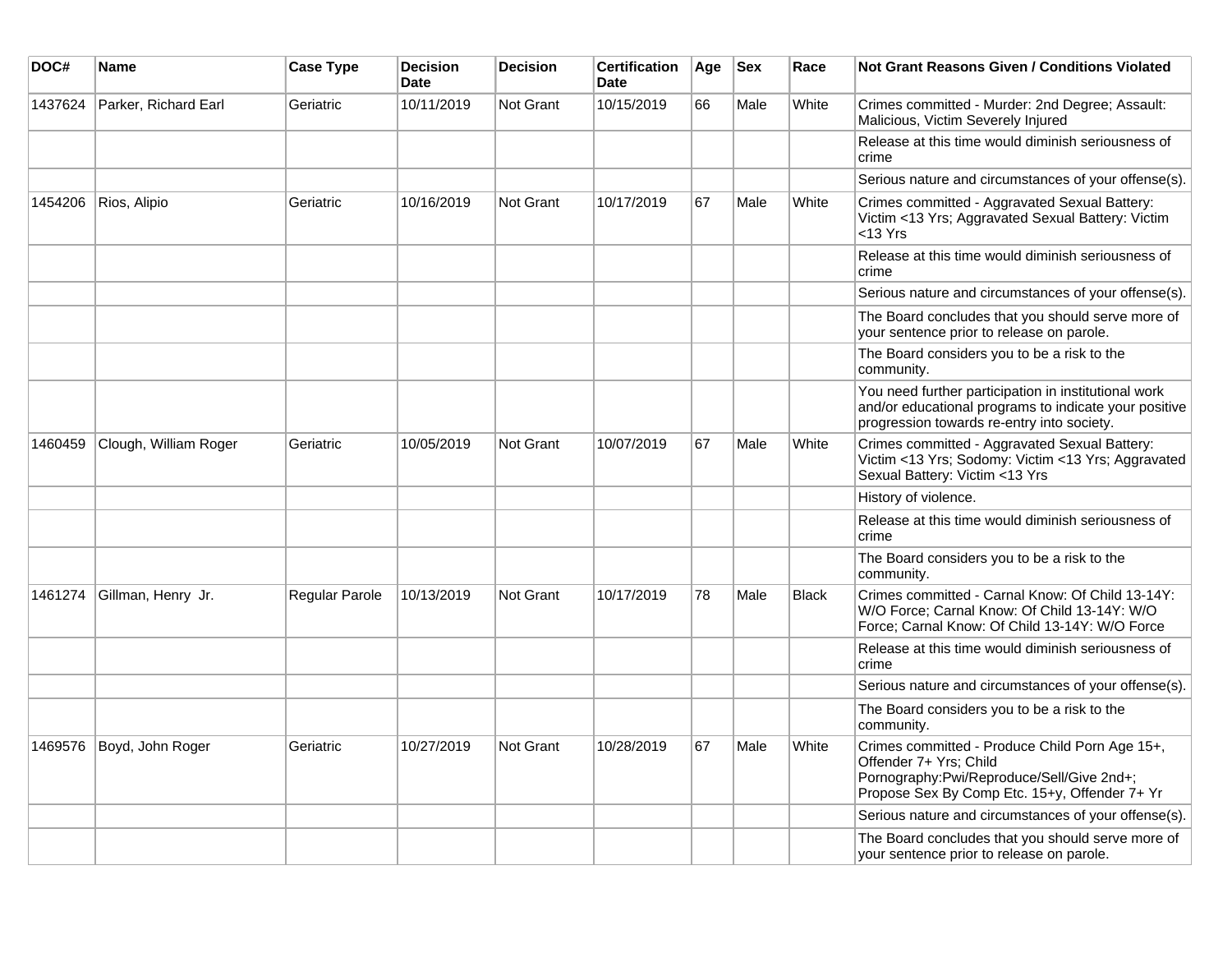| DOC# | Name | Case Type | Decision Date | Decision | Certification Date | Age | Sex | Race | Not Grant Reasons Given / Conditions Violated |
|---|---|---|---|---|---|---|---|---|---|
| 1437624 | Parker, Richard Earl | Geriatric | 10/11/2019 | Not Grant | 10/15/2019 | 66 | Male | White | Crimes committed - Murder: 2nd Degree; Assault: Malicious, Victim Severely Injured |
| | | | | | | | | | Release at this time would diminish seriousness of crime |
| | | | | | | | | | Serious nature and circumstances of your offense(s). |
| 1454206 | Rios, Alipio | Geriatric | 10/16/2019 | Not Grant | 10/17/2019 | 67 | Male | White | Crimes committed - Aggravated Sexual Battery: Victim <13 Yrs; Aggravated Sexual Battery: Victim <13 Yrs |
| | | | | | | | | | Release at this time would diminish seriousness of crime |
| | | | | | | | | | Serious nature and circumstances of your offense(s). |
| | | | | | | | | | The Board concludes that you should serve more of your sentence prior to release on parole. |
| | | | | | | | | | The Board considers you to be a risk to the community. |
| | | | | | | | | | You need further participation in institutional work and/or educational programs to indicate your positive progression towards re-entry into society. |
| 1460459 | Clough, William Roger | Geriatric | 10/05/2019 | Not Grant | 10/07/2019 | 67 | Male | White | Crimes committed - Aggravated Sexual Battery: Victim <13 Yrs; Sodomy: Victim <13 Yrs; Aggravated Sexual Battery: Victim <13 Yrs |
| | | | | | | | | | History of violence. |
| | | | | | | | | | Release at this time would diminish seriousness of crime |
| | | | | | | | | | The Board considers you to be a risk to the community. |
| 1461274 | Gillman, Henry Jr. | Regular Parole | 10/13/2019 | Not Grant | 10/17/2019 | 78 | Male | Black | Crimes committed - Carnal Know: Of Child 13-14Y: W/O Force; Carnal Know: Of Child 13-14Y: W/O Force; Carnal Know: Of Child 13-14Y: W/O Force |
| | | | | | | | | | Release at this time would diminish seriousness of crime |
| | | | | | | | | | Serious nature and circumstances of your offense(s). |
| | | | | | | | | | The Board considers you to be a risk to the community. |
| 1469576 | Boyd, John Roger | Geriatric | 10/27/2019 | Not Grant | 10/28/2019 | 67 | Male | White | Crimes committed - Produce Child Porn Age 15+, Offender 7+ Yrs; Child Pornography:Pwi/Reproduce/Sell/Give 2nd+; Propose Sex By Comp Etc. 15+y, Offender 7+ Yr |
| | | | | | | | | | Serious nature and circumstances of your offense(s). |
| | | | | | | | | | The Board concludes that you should serve more of your sentence prior to release on parole. |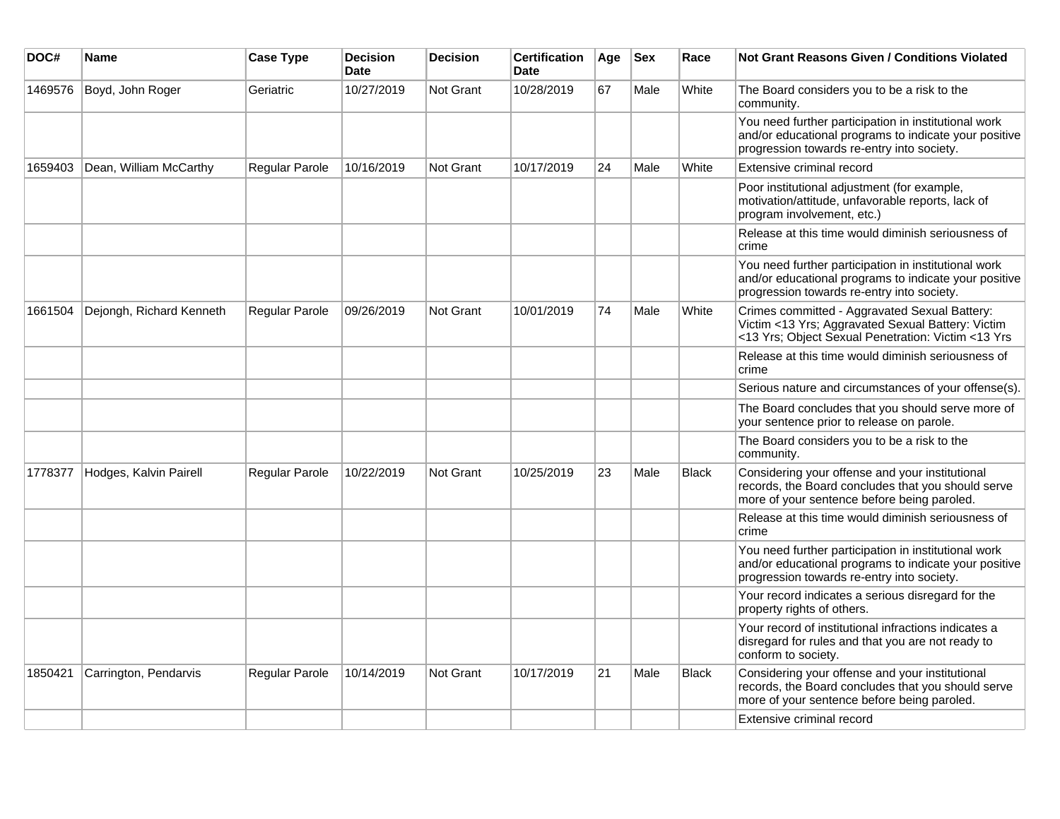| DOC# | Name | Case Type | Decision Date | Decision | Certification Date | Age | Sex | Race | Not Grant Reasons Given / Conditions Violated |
|---|---|---|---|---|---|---|---|---|---|
| 1469576 | Boyd, John Roger | Geriatric | 10/27/2019 | Not Grant | 10/28/2019 | 67 | Male | White | The Board considers you to be a risk to the community. |
| | | | | | | | | | You need further participation in institutional work and/or educational programs to indicate your positive progression towards re-entry into society. |
| 1659403 | Dean, William McCarthy | Regular Parole | 10/16/2019 | Not Grant | 10/17/2019 | 24 | Male | White | Extensive criminal record |
| | | | | | | | | | Poor institutional adjustment (for example, motivation/attitude, unfavorable reports, lack of program involvement, etc.) |
| | | | | | | | | | Release at this time would diminish seriousness of crime |
| | | | | | | | | | You need further participation in institutional work and/or educational programs to indicate your positive progression towards re-entry into society. |
| 1661504 | Dejongh, Richard Kenneth | Regular Parole | 09/26/2019 | Not Grant | 10/01/2019 | 74 | Male | White | Crimes committed - Aggravated Sexual Battery: Victim <13 Yrs; Aggravated Sexual Battery: Victim <13 Yrs; Object Sexual Penetration: Victim <13 Yrs |
| | | | | | | | | | Release at this time would diminish seriousness of crime |
| | | | | | | | | | Serious nature and circumstances of your offense(s). |
| | | | | | | | | | The Board concludes that you should serve more of your sentence prior to release on parole. |
| | | | | | | | | | The Board considers you to be a risk to the community. |
| 1778377 | Hodges, Kalvin Pairell | Regular Parole | 10/22/2019 | Not Grant | 10/25/2019 | 23 | Male | Black | Considering your offense and your institutional records, the Board concludes that you should serve more of your sentence before being paroled. |
| | | | | | | | | | Release at this time would diminish seriousness of crime |
| | | | | | | | | | You need further participation in institutional work and/or educational programs to indicate your positive progression towards re-entry into society. |
| | | | | | | | | | Your record indicates a serious disregard for the property rights of others. |
| | | | | | | | | | Your record of institutional infractions indicates a disregard for rules and that you are not ready to conform to society. |
| 1850421 | Carrington, Pendarvis | Regular Parole | 10/14/2019 | Not Grant | 10/17/2019 | 21 | Male | Black | Considering your offense and your institutional records, the Board concludes that you should serve more of your sentence before being paroled. |
| | | | | | | | | | Extensive criminal record |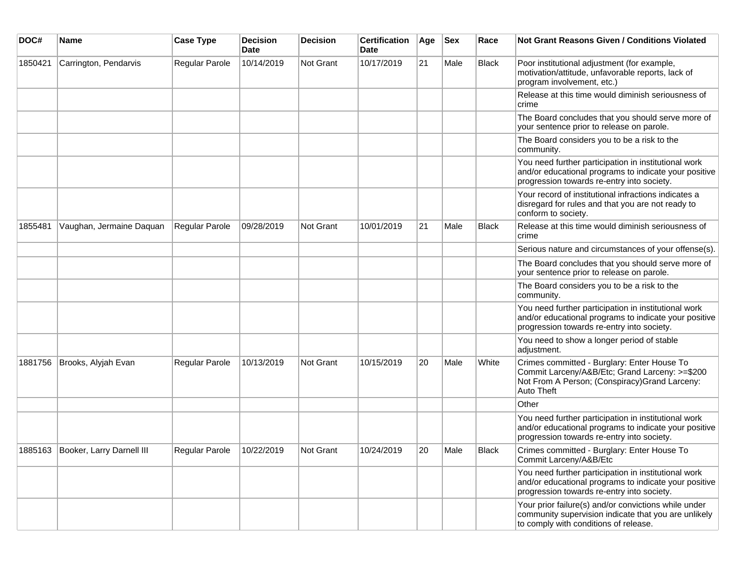| DOC# | Name | Case Type | Decision Date | Decision | Certification Date | Age | Sex | Race | Not Grant Reasons Given / Conditions Violated |
|---|---|---|---|---|---|---|---|---|---|
| 1850421 | Carrington, Pendarvis | Regular Parole | 10/14/2019 | Not Grant | 10/17/2019 | 21 | Male | Black | Poor institutional adjustment (for example, motivation/attitude, unfavorable reports, lack of program involvement, etc.) |
| | | | | | | | | | Release at this time would diminish seriousness of crime |
| | | | | | | | | | The Board concludes that you should serve more of your sentence prior to release on parole. |
| | | | | | | | | | The Board considers you to be a risk to the community. |
| | | | | | | | | | You need further participation in institutional work and/or educational programs to indicate your positive progression towards re-entry into society. |
| | | | | | | | | | Your record of institutional infractions indicates a disregard for rules and that you are not ready to conform to society. |
| 1855481 | Vaughan, Jermaine Daquan | Regular Parole | 09/28/2019 | Not Grant | 10/01/2019 | 21 | Male | Black | Release at this time would diminish seriousness of crime |
| | | | | | | | | | Serious nature and circumstances of your offense(s). |
| | | | | | | | | | The Board concludes that you should serve more of your sentence prior to release on parole. |
| | | | | | | | | | The Board considers you to be a risk to the community. |
| | | | | | | | | | You need further participation in institutional work and/or educational programs to indicate your positive progression towards re-entry into society. |
| | | | | | | | | | You need to show a longer period of stable adjustment. |
| 1881756 | Brooks, Alyjah Evan | Regular Parole | 10/13/2019 | Not Grant | 10/15/2019 | 20 | Male | White | Crimes committed - Burglary: Enter House To Commit Larceny/A&B/Etc; Grand Larceny: >=$200 Not From A Person; (Conspiracy)Grand Larceny: Auto Theft |
| | | | | | | | | | Other |
| | | | | | | | | | You need further participation in institutional work and/or educational programs to indicate your positive progression towards re-entry into society. |
| 1885163 | Booker, Larry Darnell III | Regular Parole | 10/22/2019 | Not Grant | 10/24/2019 | 20 | Male | Black | Crimes committed - Burglary: Enter House To Commit Larceny/A&B/Etc |
| | | | | | | | | | You need further participation in institutional work and/or educational programs to indicate your positive progression towards re-entry into society. |
| | | | | | | | | | Your prior failure(s) and/or convictions while under community supervision indicate that you are unlikely to comply with conditions of release. |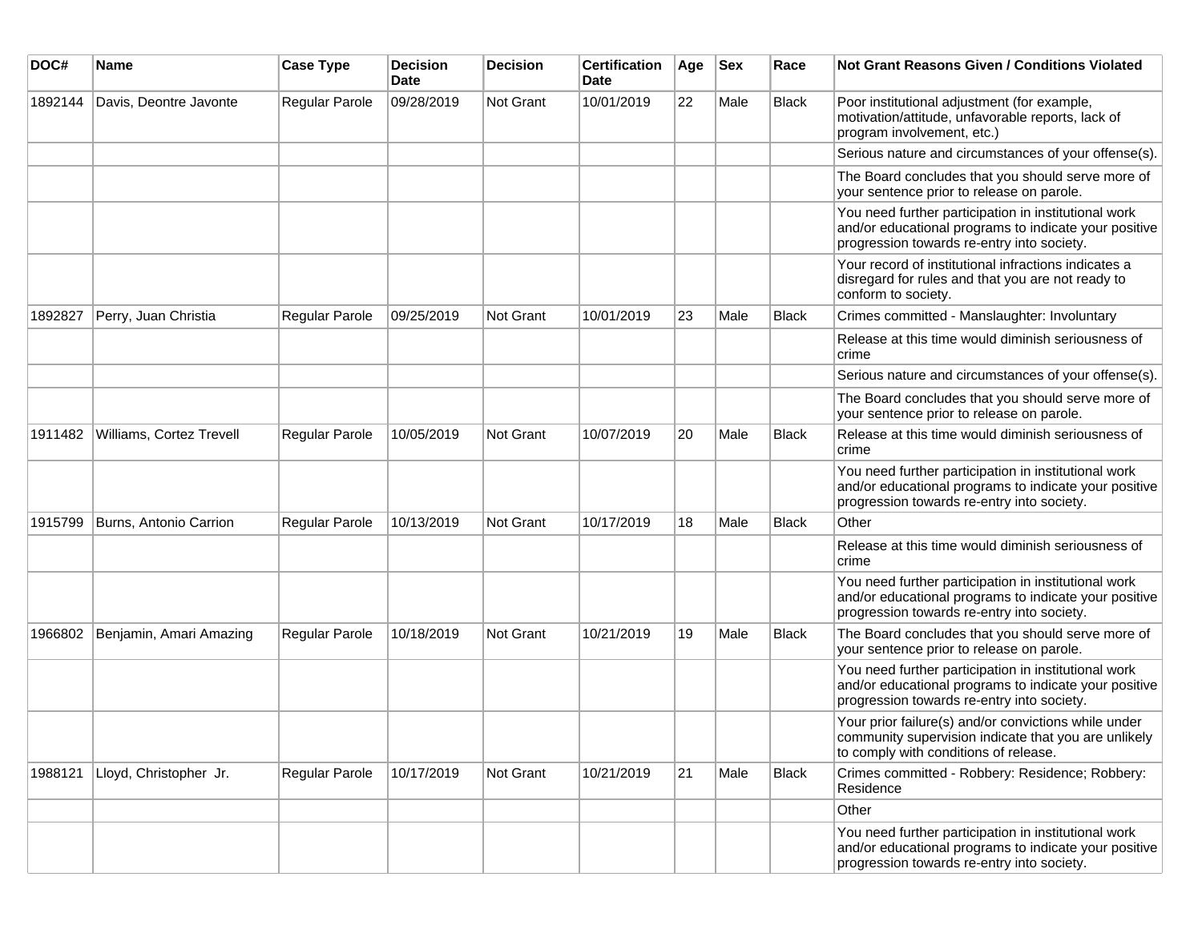| DOC# | Name | Case Type | Decision Date | Decision | Certification Date | Age | Sex | Race | Not Grant Reasons Given / Conditions Violated |
|---|---|---|---|---|---|---|---|---|---|
| 1892144 | Davis, Deontre Javonte | Regular Parole | 09/28/2019 | Not Grant | 10/01/2019 | 22 | Male | Black | Poor institutional adjustment (for example, motivation/attitude, unfavorable reports, lack of program involvement, etc.) |
| | | | | | | | | | Serious nature and circumstances of your offense(s). |
| | | | | | | | | | The Board concludes that you should serve more of your sentence prior to release on parole. |
| | | | | | | | | | You need further participation in institutional work and/or educational programs to indicate your positive progression towards re-entry into society. |
| | | | | | | | | | Your record of institutional infractions indicates a disregard for rules and that you are not ready to conform to society. |
| 1892827 | Perry, Juan Christia | Regular Parole | 09/25/2019 | Not Grant | 10/01/2019 | 23 | Male | Black | Crimes committed - Manslaughter: Involuntary |
| | | | | | | | | | Release at this time would diminish seriousness of crime |
| | | | | | | | | | Serious nature and circumstances of your offense(s). |
| | | | | | | | | | The Board concludes that you should serve more of your sentence prior to release on parole. |
| 1911482 | Williams, Cortez Trevell | Regular Parole | 10/05/2019 | Not Grant | 10/07/2019 | 20 | Male | Black | Release at this time would diminish seriousness of crime |
| | | | | | | | | | You need further participation in institutional work and/or educational programs to indicate your positive progression towards re-entry into society. |
| 1915799 | Burns, Antonio Carrion | Regular Parole | 10/13/2019 | Not Grant | 10/17/2019 | 18 | Male | Black | Other |
| | | | | | | | | | Release at this time would diminish seriousness of crime |
| | | | | | | | | | You need further participation in institutional work and/or educational programs to indicate your positive progression towards re-entry into society. |
| 1966802 | Benjamin, Amari Amazing | Regular Parole | 10/18/2019 | Not Grant | 10/21/2019 | 19 | Male | Black | The Board concludes that you should serve more of your sentence prior to release on parole. |
| | | | | | | | | | You need further participation in institutional work and/or educational programs to indicate your positive progression towards re-entry into society. |
| | | | | | | | | | Your prior failure(s) and/or convictions while under community supervision indicate that you are unlikely to comply with conditions of release. |
| 1988121 | Lloyd, Christopher Jr. | Regular Parole | 10/17/2019 | Not Grant | 10/21/2019 | 21 | Male | Black | Crimes committed - Robbery: Residence; Robbery: Residence |
| | | | | | | | | | Other |
| | | | | | | | | | You need further participation in institutional work and/or educational programs to indicate your positive progression towards re-entry into society. |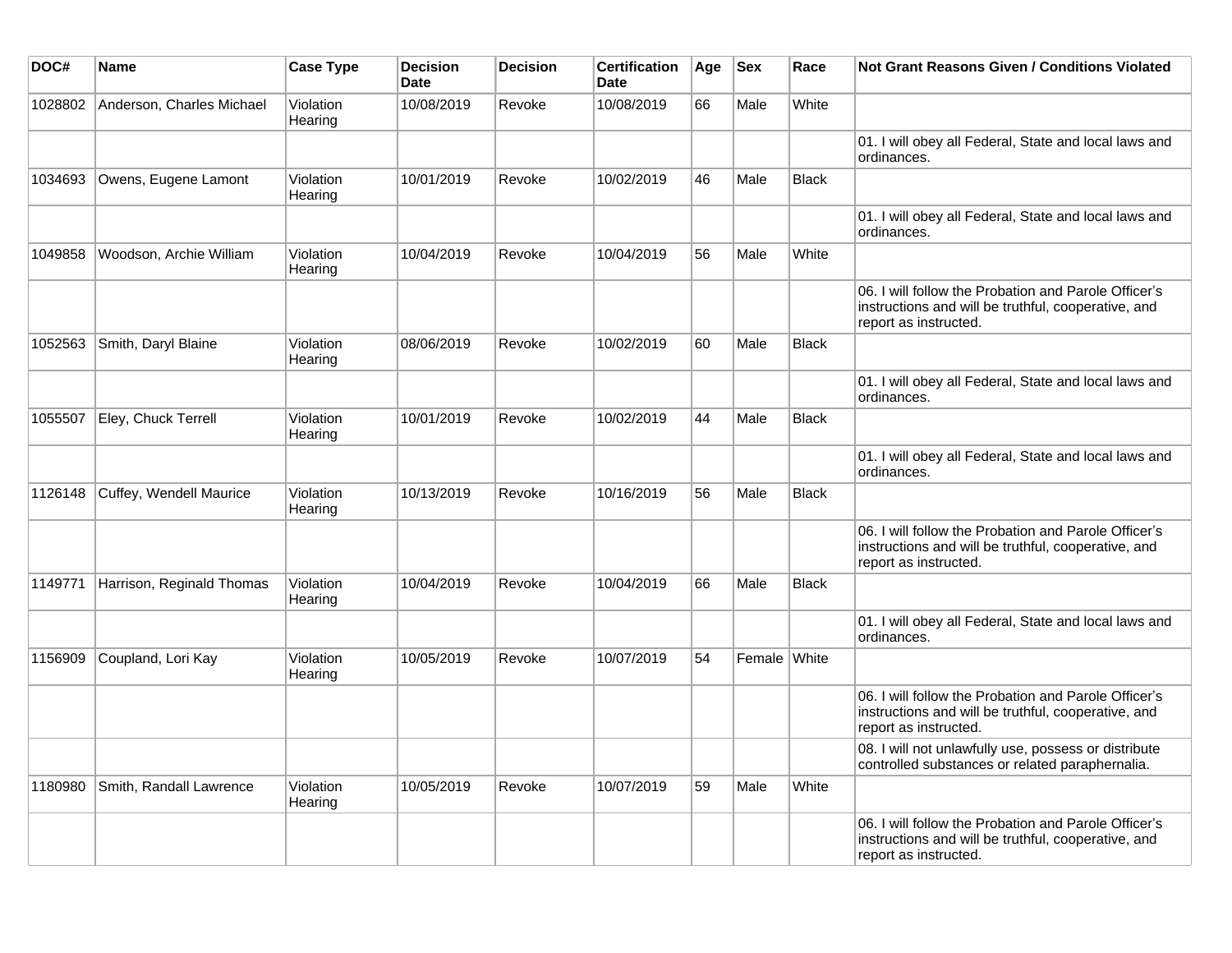| DOC# | Name | Case Type | Decision Date | Decision | Certification Date | Age | Sex | Race | Not Grant Reasons Given / Conditions Violated |
|---|---|---|---|---|---|---|---|---|---|
| 1028802 | Anderson, Charles Michael | Violation Hearing | 10/08/2019 | Revoke | 10/08/2019 | 66 | Male | White | |
| | | | | | | | | | 01. I will obey all Federal, State and local laws and ordinances. |
| 1034693 | Owens, Eugene Lamont | Violation Hearing | 10/01/2019 | Revoke | 10/02/2019 | 46 | Male | Black | |
| | | | | | | | | | 01. I will obey all Federal, State and local laws and ordinances. |
| 1049858 | Woodson, Archie William | Violation Hearing | 10/04/2019 | Revoke | 10/04/2019 | 56 | Male | White | |
| | | | | | | | | | 06. I will follow the Probation and Parole Officer's instructions and will be truthful, cooperative, and report as instructed. |
| 1052563 | Smith, Daryl Blaine | Violation Hearing | 08/06/2019 | Revoke | 10/02/2019 | 60 | Male | Black | |
| | | | | | | | | | 01. I will obey all Federal, State and local laws and ordinances. |
| 1055507 | Eley, Chuck Terrell | Violation Hearing | 10/01/2019 | Revoke | 10/02/2019 | 44 | Male | Black | |
| | | | | | | | | | 01. I will obey all Federal, State and local laws and ordinances. |
| 1126148 | Cuffey, Wendell Maurice | Violation Hearing | 10/13/2019 | Revoke | 10/16/2019 | 56 | Male | Black | |
| | | | | | | | | | 06. I will follow the Probation and Parole Officer's instructions and will be truthful, cooperative, and report as instructed. |
| 1149771 | Harrison, Reginald Thomas | Violation Hearing | 10/04/2019 | Revoke | 10/04/2019 | 66 | Male | Black | |
| | | | | | | | | | 01. I will obey all Federal, State and local laws and ordinances. |
| 1156909 | Coupland, Lori Kay | Violation Hearing | 10/05/2019 | Revoke | 10/07/2019 | 54 | Female | White | |
| | | | | | | | | | 06. I will follow the Probation and Parole Officer's instructions and will be truthful, cooperative, and report as instructed. |
| | | | | | | | | | 08. I will not unlawfully use, possess or distribute controlled substances or related paraphernalia. |
| 1180980 | Smith, Randall Lawrence | Violation Hearing | 10/05/2019 | Revoke | 10/07/2019 | 59 | Male | White | |
| | | | | | | | | | 06. I will follow the Probation and Parole Officer's instructions and will be truthful, cooperative, and report as instructed. |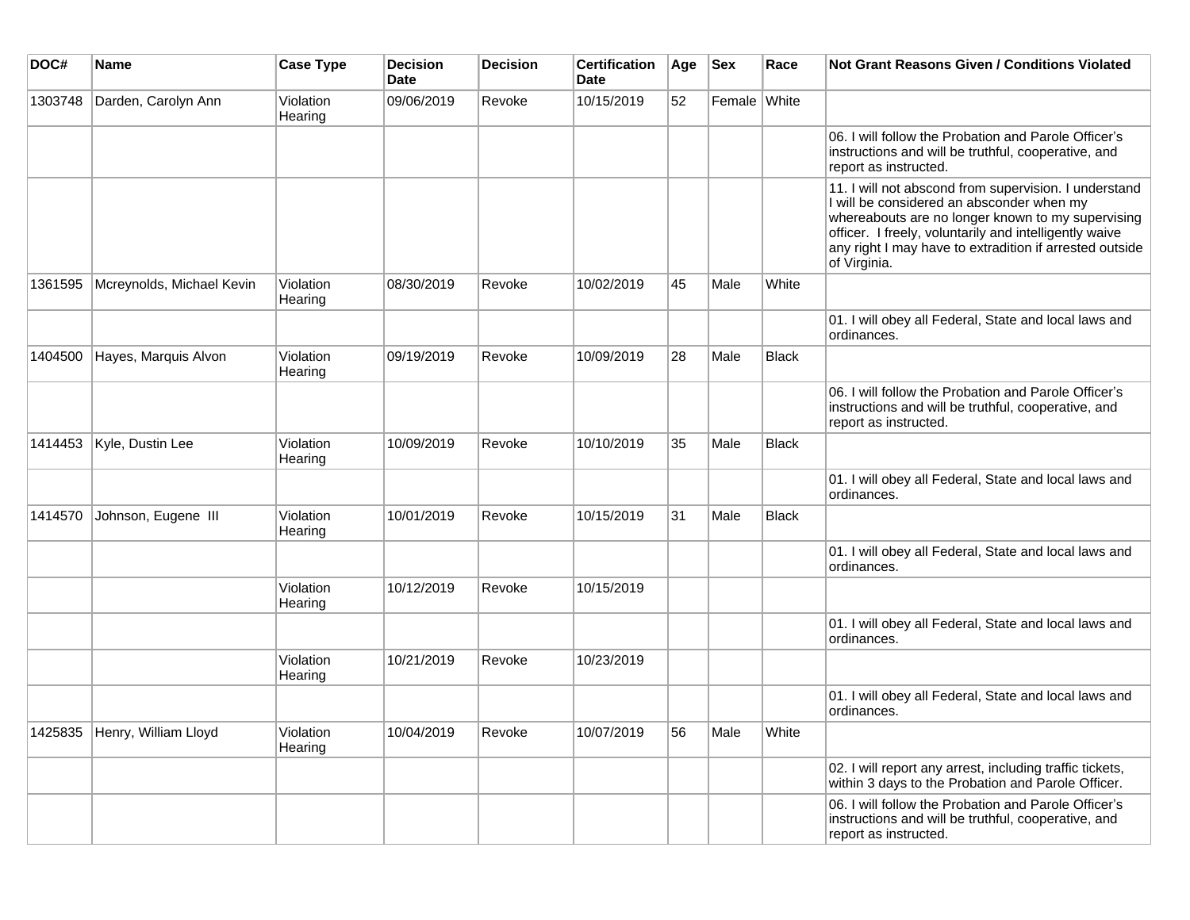| DOC# | Name | Case Type | Decision Date | Decision | Certification Date | Age | Sex | Race | Not Grant Reasons Given / Conditions Violated |
|---|---|---|---|---|---|---|---|---|---|
| 1303748 | Darden, Carolyn Ann | Violation Hearing | 09/06/2019 | Revoke | 10/15/2019 | 52 | Female | White | |
| | | | | | | | | | 06. I will follow the Probation and Parole Officer's instructions and will be truthful, cooperative, and report as instructed. |
| | | | | | | | | | 11. I will not abscond from supervision. I understand I will be considered an absconder when my whereabouts are no longer known to my supervising officer. I freely, voluntarily and intelligently waive any right I may have to extradition if arrested outside of Virginia. |
| 1361595 | Mcreynolds, Michael Kevin | Violation Hearing | 08/30/2019 | Revoke | 10/02/2019 | 45 | Male | White | |
| | | | | | | | | | 01. I will obey all Federal, State and local laws and ordinances. |
| 1404500 | Hayes, Marquis Alvon | Violation Hearing | 09/19/2019 | Revoke | 10/09/2019 | 28 | Male | Black | |
| | | | | | | | | | 06. I will follow the Probation and Parole Officer's instructions and will be truthful, cooperative, and report as instructed. |
| 1414453 | Kyle, Dustin Lee | Violation Hearing | 10/09/2019 | Revoke | 10/10/2019 | 35 | Male | Black | |
| | | | | | | | | | 01. I will obey all Federal, State and local laws and ordinances. |
| 1414570 | Johnson, Eugene III | Violation Hearing | 10/01/2019 | Revoke | 10/15/2019 | 31 | Male | Black | |
| | | | | | | | | | 01. I will obey all Federal, State and local laws and ordinances. |
| | | Violation Hearing | 10/12/2019 | Revoke | 10/15/2019 | | | | |
| | | | | | | | | | 01. I will obey all Federal, State and local laws and ordinances. |
| | | Violation Hearing | 10/21/2019 | Revoke | 10/23/2019 | | | | |
| | | | | | | | | | 01. I will obey all Federal, State and local laws and ordinances. |
| 1425835 | Henry, William Lloyd | Violation Hearing | 10/04/2019 | Revoke | 10/07/2019 | 56 | Male | White | |
| | | | | | | | | | 02. I will report any arrest, including traffic tickets, within 3 days to the Probation and Parole Officer. |
| | | | | | | | | | 06. I will follow the Probation and Parole Officer's instructions and will be truthful, cooperative, and report as instructed. |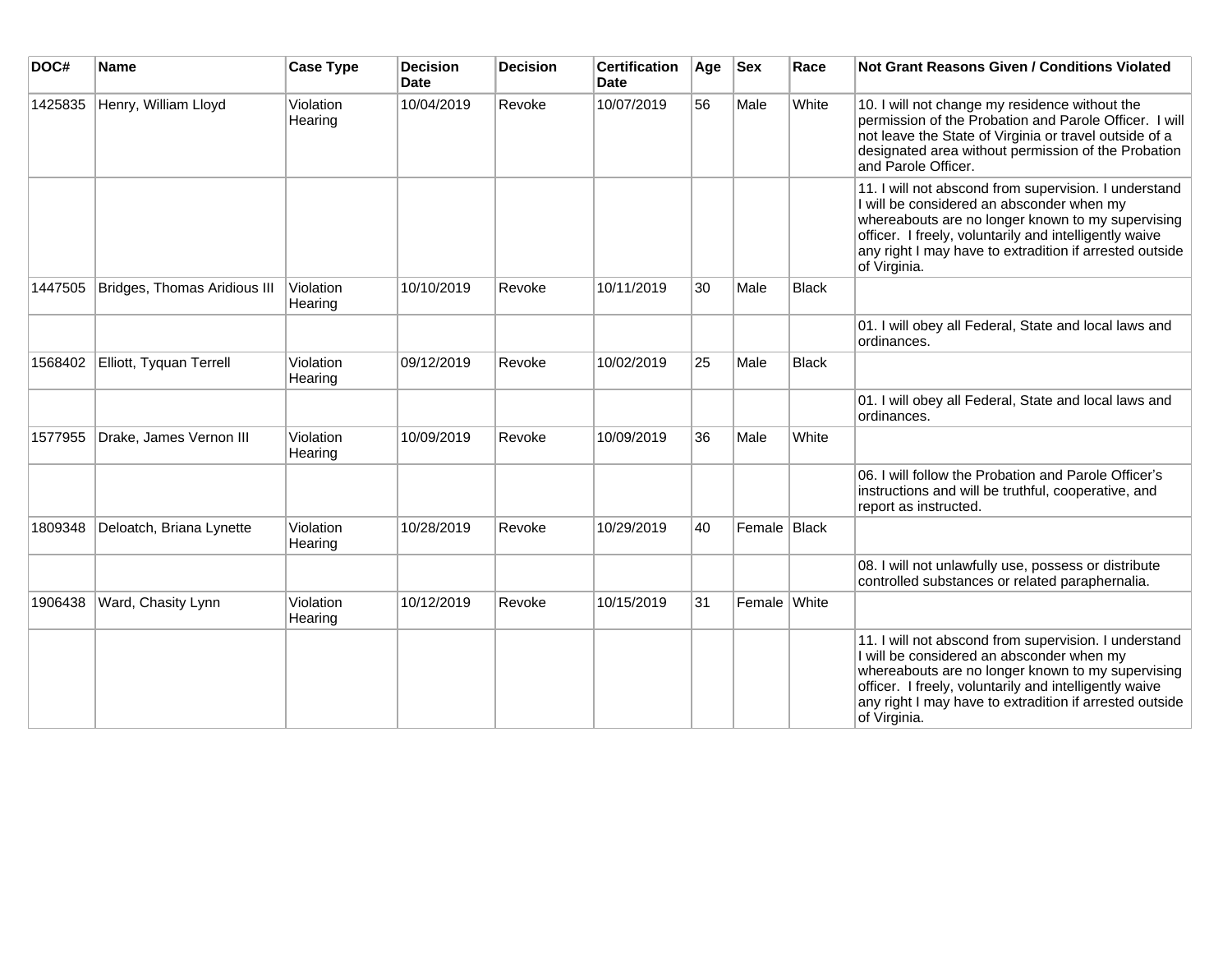| DOC# | Name | Case Type | Decision Date | Decision | Certification Date | Age | Sex | Race | Not Grant Reasons Given / Conditions Violated |
|---|---|---|---|---|---|---|---|---|---|
| 1425835 | Henry, William Lloyd | Violation Hearing | 10/04/2019 | Revoke | 10/07/2019 | 56 | Male | White | 10. I will not change my residence without the permission of the Probation and Parole Officer. I will not leave the State of Virginia or travel outside of a designated area without permission of the Probation and Parole Officer. |
| | | | | | | | | | 11. I will not abscond from supervision. I understand I will be considered an absconder when my whereabouts are no longer known to my supervising officer. I freely, voluntarily and intelligently waive any right I may have to extradition if arrested outside of Virginia. |
| 1447505 | Bridges, Thomas Aridious III | Violation Hearing | 10/10/2019 | Revoke | 10/11/2019 | 30 | Male | Black | |
| | | | | | | | | | 01. I will obey all Federal, State and local laws and ordinances. |
| 1568402 | Elliott, Tyquan Terrell | Violation Hearing | 09/12/2019 | Revoke | 10/02/2019 | 25 | Male | Black | |
| | | | | | | | | | 01. I will obey all Federal, State and local laws and ordinances. |
| 1577955 | Drake, James Vernon III | Violation Hearing | 10/09/2019 | Revoke | 10/09/2019 | 36 | Male | White | |
| | | | | | | | | | 06. I will follow the Probation and Parole Officer's instructions and will be truthful, cooperative, and report as instructed. |
| 1809348 | Deloatch, Briana Lynette | Violation Hearing | 10/28/2019 | Revoke | 10/29/2019 | 40 | Female | Black | |
| | | | | | | | | | 08. I will not unlawfully use, possess or distribute controlled substances or related paraphernalia. |
| 1906438 | Ward, Chasity Lynn | Violation Hearing | 10/12/2019 | Revoke | 10/15/2019 | 31 | Female | White | |
| | | | | | | | | | 11. I will not abscond from supervision. I understand I will be considered an absconder when my whereabouts are no longer known to my supervising officer. I freely, voluntarily and intelligently waive any right I may have to extradition if arrested outside of Virginia. |